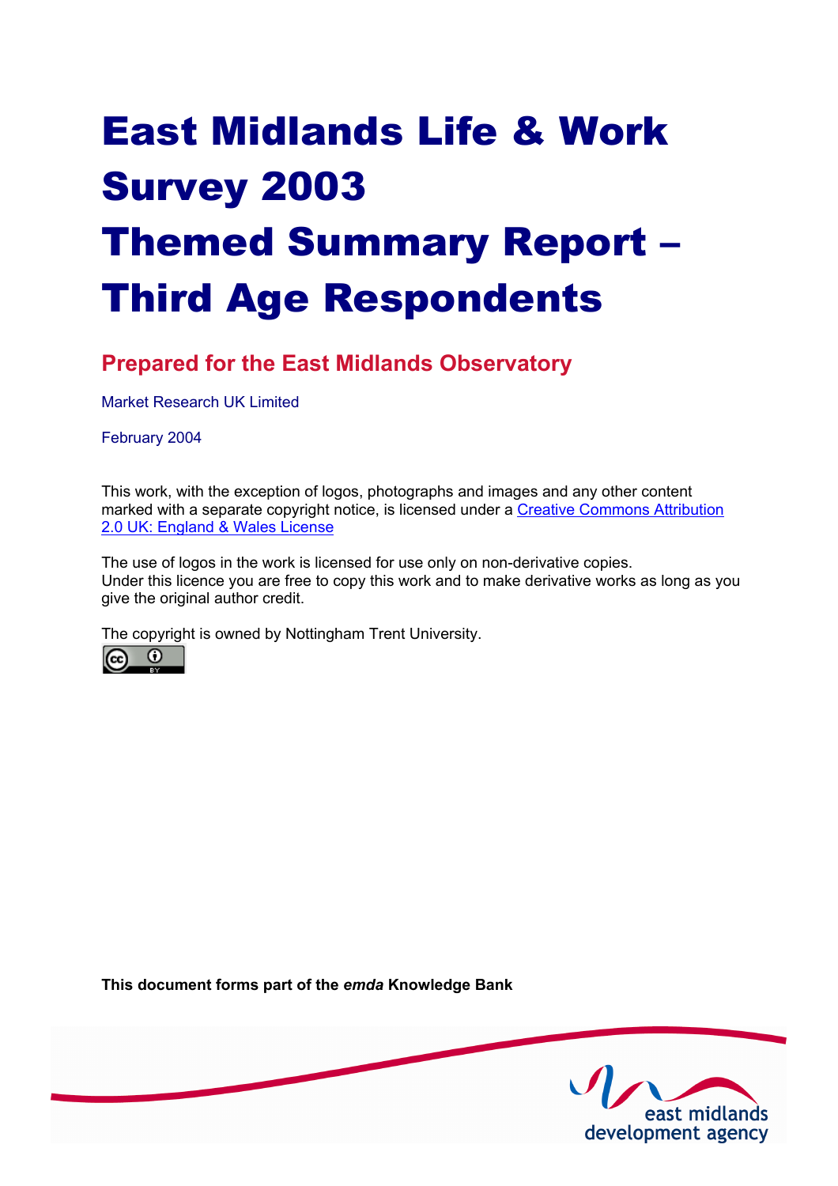# East Midlands Life & Work Survey 2003

# Themed Summary Report – Third Age Respondents

## Prepared for the East Midlands Observatory

Market Research UK Limited

February 2004

This work, with the exception of logos, photographs and images and any other content marked with a separate copyright notice, is licensed under a Creative Commons Attribution 2.0 UK: England & Wales License

The use of logos in the work is licensed for use only on non-derivative copies. Under this licence you are free to copy this work and to make derivative works as long as you give the original author credit.

The copyright is owned by Nottingham Trent University.

**This document forms part of the *emda* Knowledge Bank**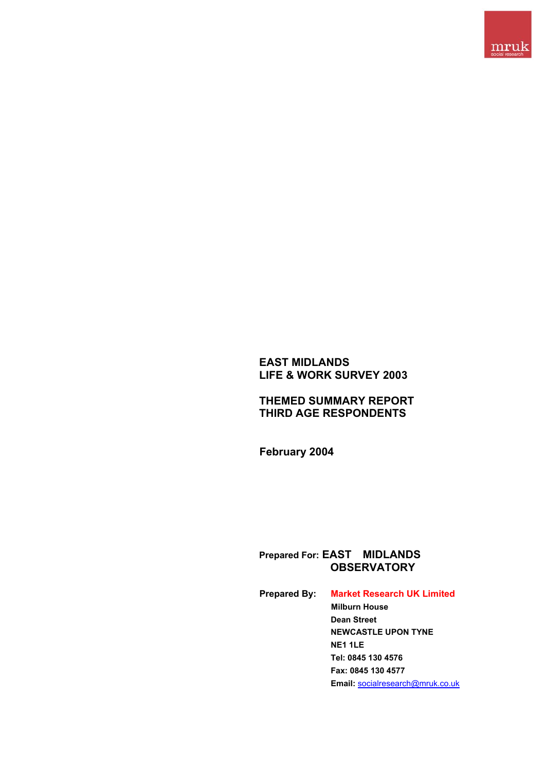mruk
social research

# EAST MIDLANDS
# LIFE & WORK SURVEY 2003

## THEMED SUMMARY REPORT
## THIRD AGE RESPONDENTS

**February 2004**

**Prepared For:** **EAST MIDLANDS OBSERVATORY**

**Prepared By:** **Market Research UK Limited**
**Milburn House**
**Dean Street**
**NEWCASTLE UPON TYNE**
**NE1 1LE**
**Tel: 0845 130 4576**
**Fax: 0845 130 4577**
**Email:** socialresearch@mruk.co.uk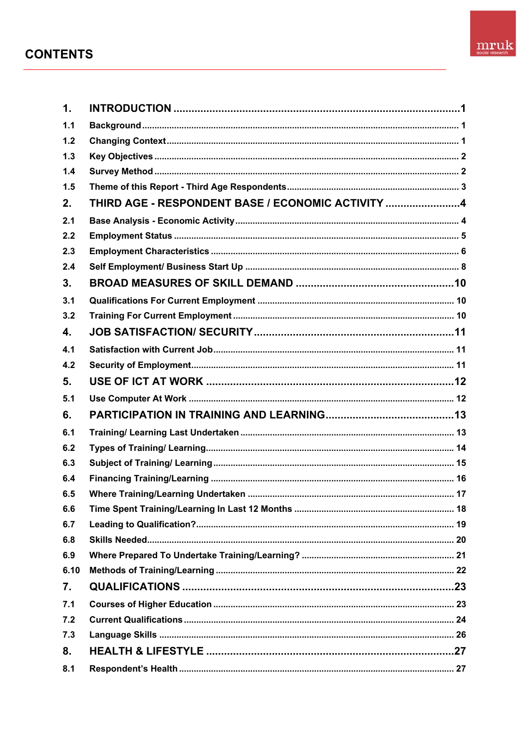# CONTENTS

| | | |
|---|---|---|
| **1.** | **INTRODUCTION** | **1** |
| 1.1 | Background | 1 |
| 1.2 | Changing Context | 1 |
| 1.3 | Key Objectives | 2 |
| 1.4 | Survey Method | 2 |
| 1.5 | Theme of this Report - Third Age Respondents | 3 |
| **2.** | **THIRD AGE - RESPONDENT BASE / ECONOMIC ACTIVITY** | **4** |
| 2.1 | Base Analysis - Economic Activity | 4 |
| 2.2 | Employment Status | 5 |
| 2.3 | Employment Characteristics | 6 |
| 2.4 | Self Employment/ Business Start Up | 8 |
| **3.** | **BROAD MEASURES OF SKILL DEMAND** | **10** |
| 3.1 | Qualifications For Current Employment | 10 |
| 3.2 | Training For Current Employment | 10 |
| **4.** | **JOB SATISFACTION/ SECURITY** | **11** |
| 4.1 | Satisfaction with Current Job | 11 |
| 4.2 | Security of Employment | 11 |
| **5.** | **USE OF ICT AT WORK** | **12** |
| 5.1 | Use Computer At Work | 12 |
| **6.** | **PARTICIPATION IN TRAINING AND LEARNING** | **13** |
| 6.1 | Training/ Learning Last Undertaken | 13 |
| 6.2 | Types of Training/ Learning | 14 |
| 6.3 | Subject of Training/ Learning | 15 |
| 6.4 | Financing Training/Learning | 16 |
| 6.5 | Where Training/Learning Undertaken | 17 |
| 6.6 | Time Spent Training/Learning In Last 12 Months | 18 |
| 6.7 | Leading to Qualification? | 19 |
| 6.8 | Skills Needed | 20 |
| 6.9 | Where Prepared To Undertake Training/Learning? | 21 |
| 6.10 | Methods of Training/Learning | 22 |
| **7.** | **QUALIFICATIONS** | **23** |
| 7.1 | Courses of Higher Education | 23 |
| 7.2 | Current Qualifications | 24 |
| 7.3 | Language Skills | 26 |
| **8.** | **HEALTH & LIFESTYLE** | **27** |
| 8.1 | Respondent's Health | 27 |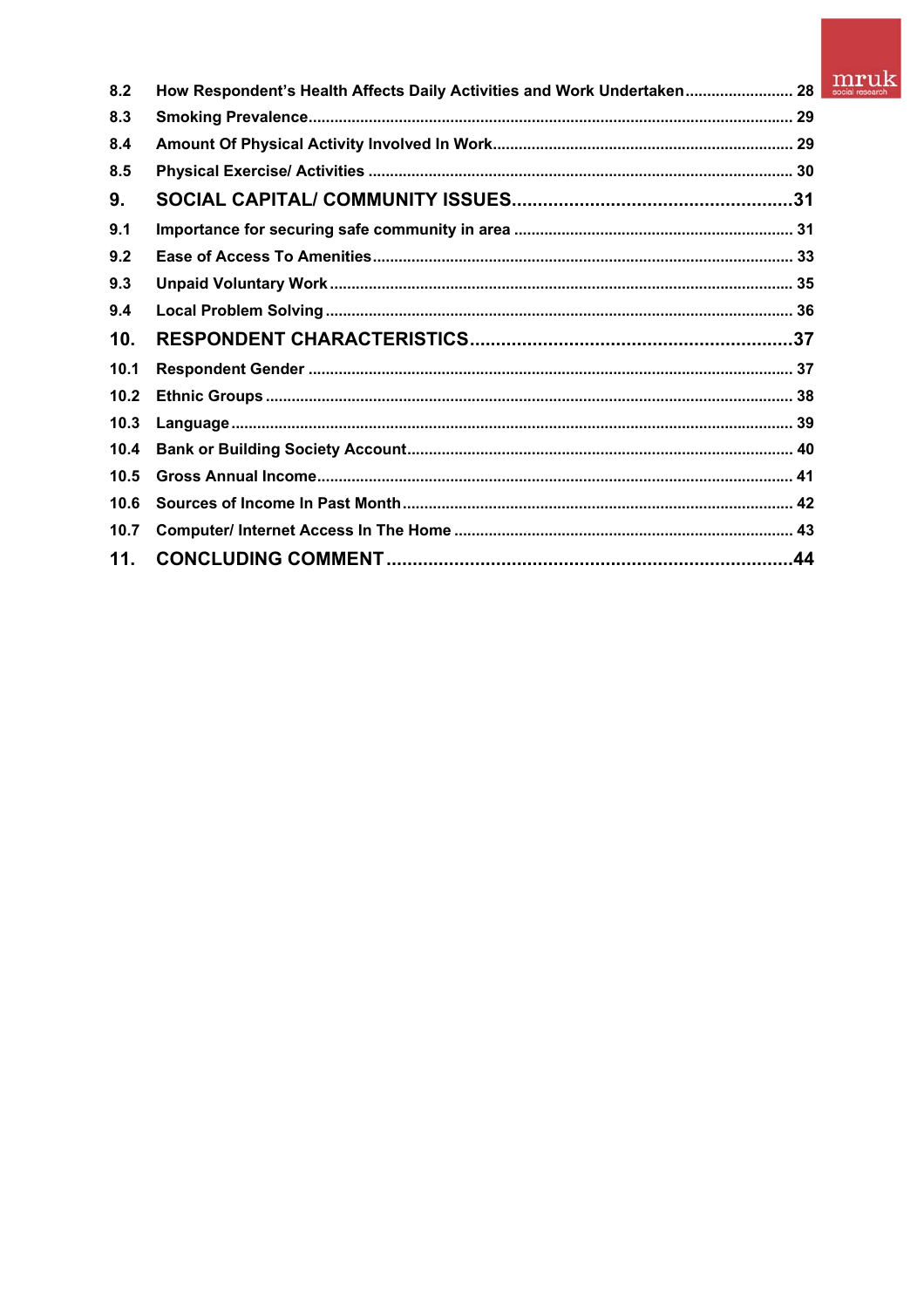| | | |
|---|---|---|
| 8.2 | How Respondent's Health Affects Daily Activities and Work Undertaken | 28 |
| 8.3 | Smoking Prevalence | 29 |
| 8.4 | Amount Of Physical Activity Involved In Work | 29 |
| 8.5 | Physical Exercise/ Activities | 30 |
| **9.** | **SOCIAL CAPITAL/ COMMUNITY ISSUES** | **31** |
| 9.1 | Importance for securing safe community in area | 31 |
| 9.2 | Ease of Access To Amenities | 33 |
| 9.3 | Unpaid Voluntary Work | 35 |
| 9.4 | Local Problem Solving | 36 |
| **10.** | **RESPONDENT CHARACTERISTICS** | **37** |
| 10.1 | Respondent Gender | 37 |
| 10.2 | Ethnic Groups | 38 |
| 10.3 | Language | 39 |
| 10.4 | Bank or Building Society Account | 40 |
| 10.5 | Gross Annual Income | 41 |
| 10.6 | Sources of Income In Past Month | 42 |
| 10.7 | Computer/ Internet Access In The Home | 43 |
| **11.** | **CONCLUDING COMMENT** | **44** |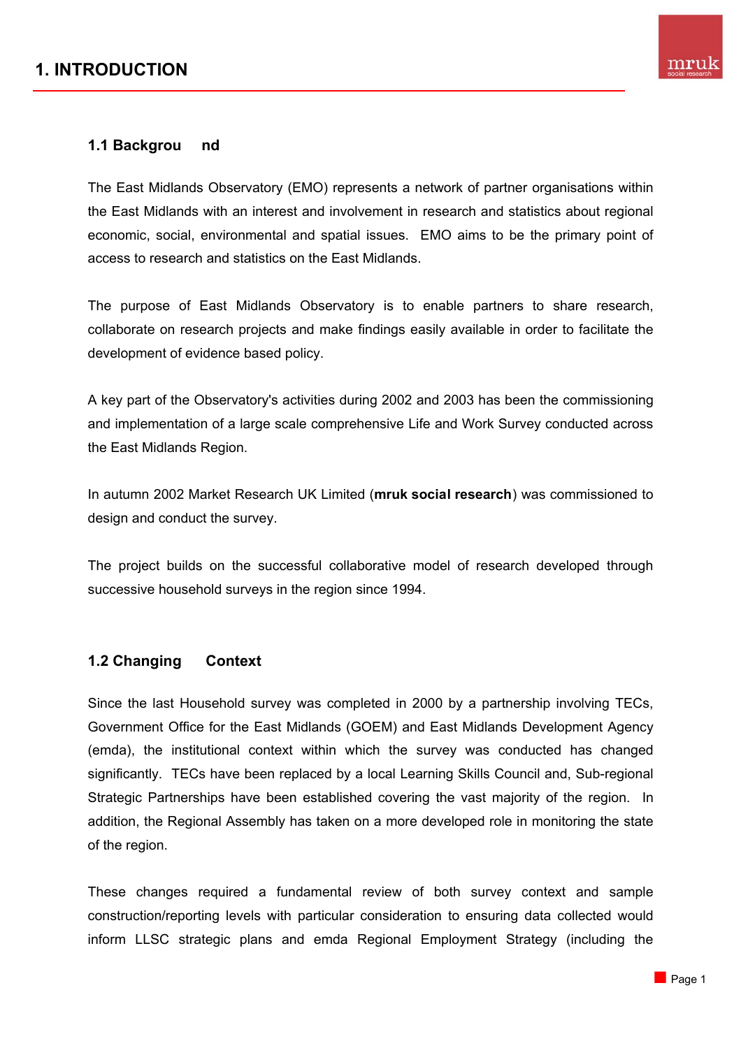# 1. INTRODUCTION

### 1.1 Background

The East Midlands Observatory (EMO) represents a network of partner organisations within the East Midlands with an interest and involvement in research and statistics about regional economic, social, environmental and spatial issues. EMO aims to be the primary point of access to research and statistics on the East Midlands.

The purpose of East Midlands Observatory is to enable partners to share research, collaborate on research projects and make findings easily available in order to facilitate the development of evidence based policy.

A key part of the Observatory's activities during 2002 and 2003 has been the commissioning and implementation of a large scale comprehensive Life and Work Survey conducted across the East Midlands Region.

In autumn 2002 Market Research UK Limited (**mruk social research**) was commissioned to design and conduct the survey.

The project builds on the successful collaborative model of research developed through successive household surveys in the region since 1994.

### 1.2 Changing Context

Since the last Household survey was completed in 2000 by a partnership involving TECs, Government Office for the East Midlands (GOEM) and East Midlands Development Agency (emda), the institutional context within which the survey was conducted has changed significantly. TECs have been replaced by a local Learning Skills Council and, Sub-regional Strategic Partnerships have been established covering the vast majority of the region. In addition, the Regional Assembly has taken on a more developed role in monitoring the state of the region.

These changes required a fundamental review of both survey context and sample construction/reporting levels with particular consideration to ensuring data collected would inform LLSC strategic plans and emda Regional Employment Strategy (including the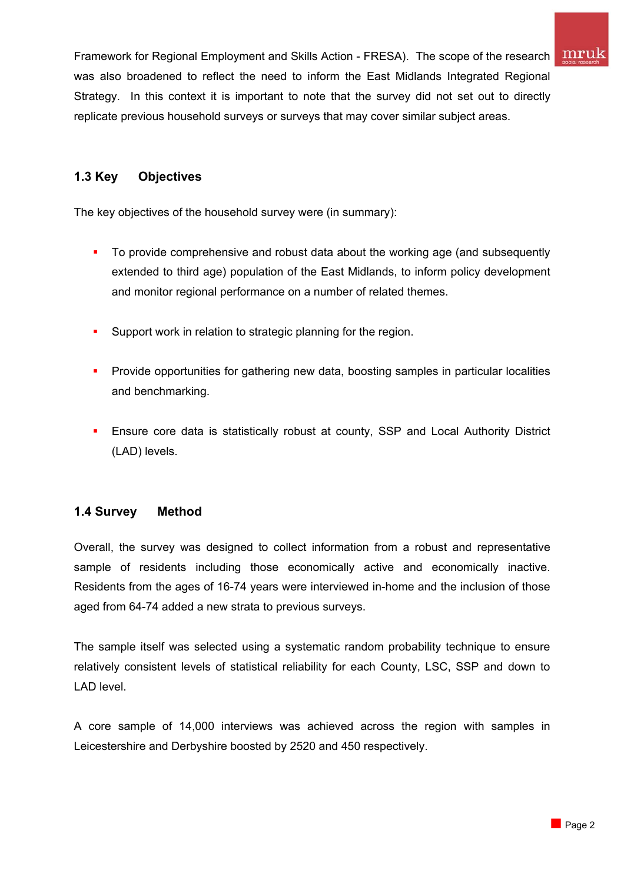Framework for Regional Employment and Skills Action - FRESA). The scope of the research was also broadened to reflect the need to inform the East Midlands Integrated Regional Strategy. In this context it is important to note that the survey did not set out to directly replicate previous household surveys or surveys that may cover similar subject areas.

## 1.3 Key Objectives

The key objectives of the household survey were (in summary):

- To provide comprehensive and robust data about the working age (and subsequently extended to third age) population of the East Midlands, to inform policy development and monitor regional performance on a number of related themes.
- Support work in relation to strategic planning for the region.
- Provide opportunities for gathering new data, boosting samples in particular localities and benchmarking.
- Ensure core data is statistically robust at county, SSP and Local Authority District (LAD) levels.

## 1.4 Survey Method

Overall, the survey was designed to collect information from a robust and representative sample of residents including those economically active and economically inactive. Residents from the ages of 16-74 years were interviewed in-home and the inclusion of those aged from 64-74 added a new strata to previous surveys.

The sample itself was selected using a systematic random probability technique to ensure relatively consistent levels of statistical reliability for each County, LSC, SSP and down to LAD level.

A core sample of 14,000 interviews was achieved across the region with samples in Leicestershire and Derbyshire boosted by 2520 and 450 respectively.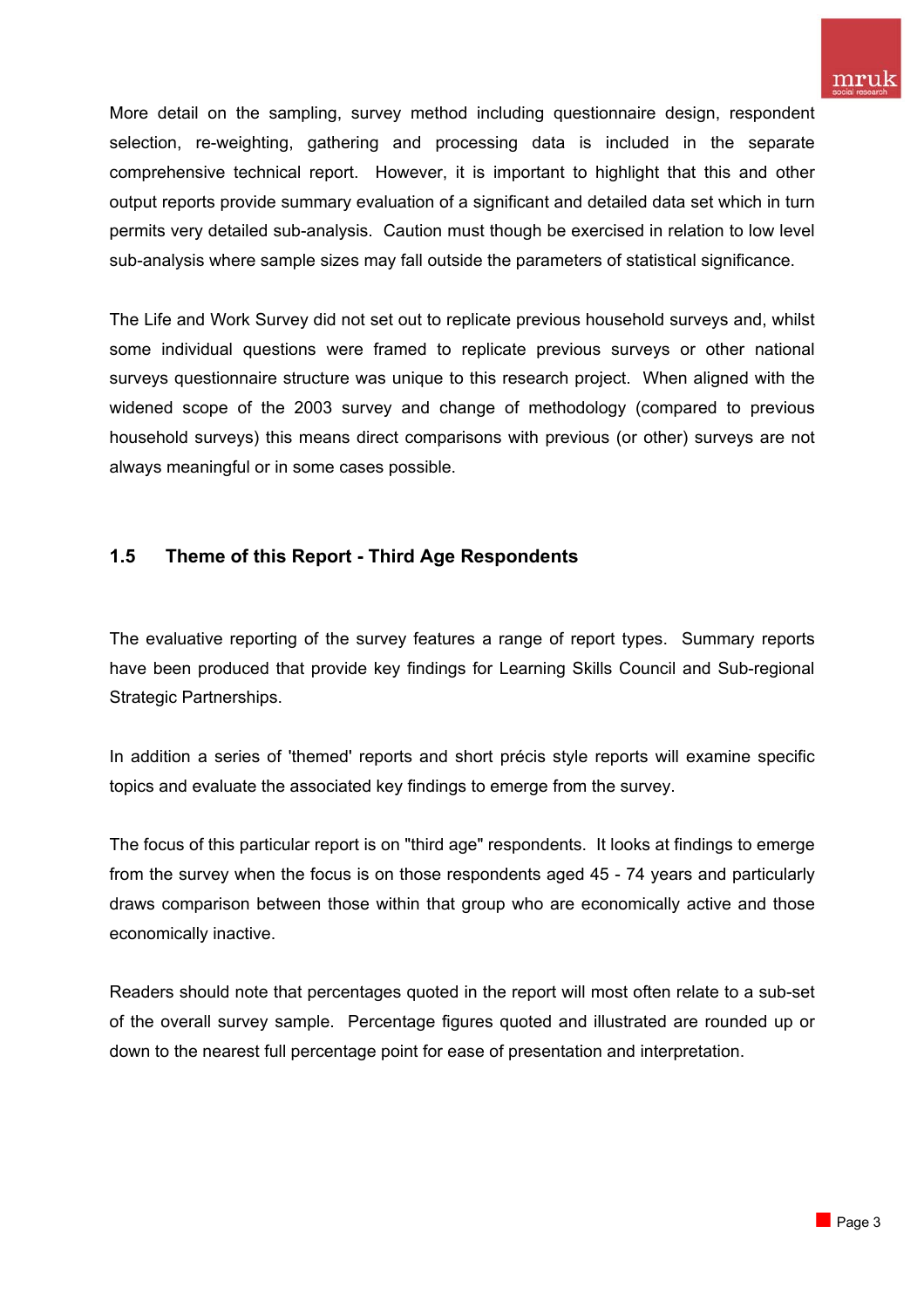More detail on the sampling, survey method including questionnaire design, respondent selection, re-weighting, gathering and processing data is included in the separate comprehensive technical report. However, it is important to highlight that this and other output reports provide summary evaluation of a significant and detailed data set which in turn permits very detailed sub-analysis. Caution must though be exercised in relation to low level sub-analysis where sample sizes may fall outside the parameters of statistical significance.

The Life and Work Survey did not set out to replicate previous household surveys and, whilst some individual questions were framed to replicate previous surveys or other national surveys questionnaire structure was unique to this research project. When aligned with the widened scope of the 2003 survey and change of methodology (compared to previous household surveys) this means direct comparisons with previous (or other) surveys are not always meaningful or in some cases possible.

## 1.5 Theme of this Report - Third Age Respondents

The evaluative reporting of the survey features a range of report types. Summary reports have been produced that provide key findings for Learning Skills Council and Sub-regional Strategic Partnerships.

In addition a series of 'themed' reports and short précis style reports will examine specific topics and evaluate the associated key findings to emerge from the survey.

The focus of this particular report is on "third age" respondents. It looks at findings to emerge from the survey when the focus is on those respondents aged 45 - 74 years and particularly draws comparison between those within that group who are economically active and those economically inactive.

Readers should note that percentages quoted in the report will most often relate to a sub-set of the overall survey sample. Percentage figures quoted and illustrated are rounded up or down to the nearest full percentage point for ease of presentation and interpretation.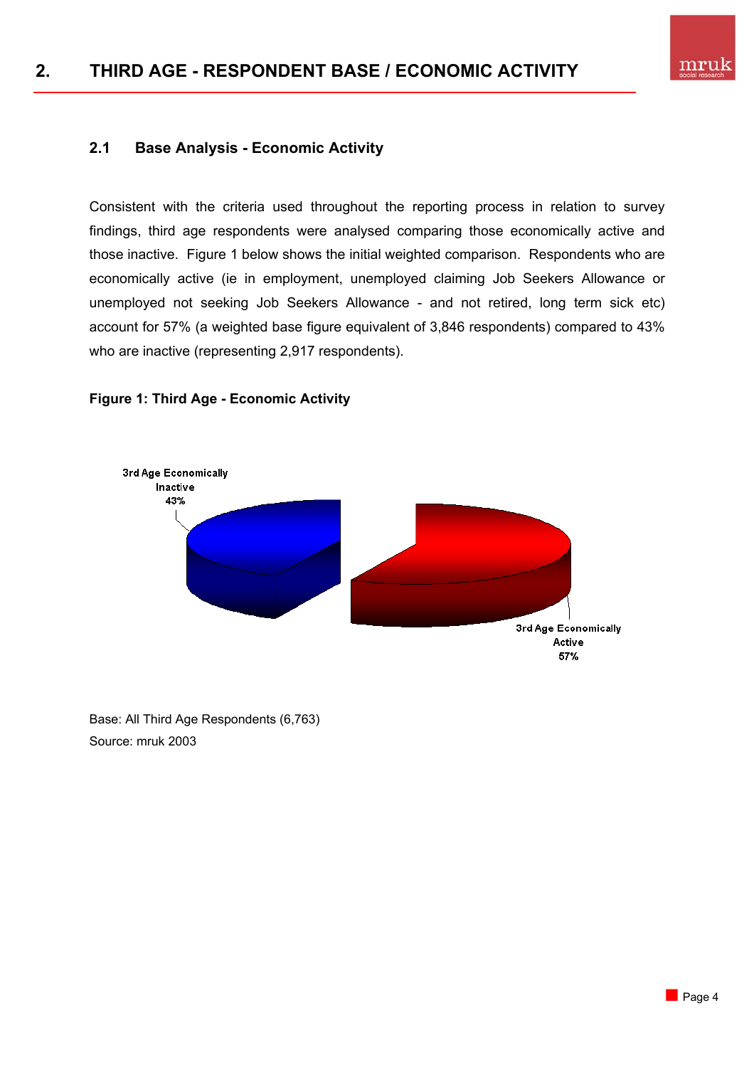# 2. THIRD AGE - RESPONDENT BASE / ECONOMIC ACTIVITY

## 2.1 Base Analysis - Economic Activity

Consistent with the criteria used throughout the reporting process in relation to survey findings, third age respondents were analysed comparing those economically active and those inactive. Figure 1 below shows the initial weighted comparison. Respondents who are economically active (ie in employment, unemployed claiming Job Seekers Allowance or unemployed not seeking Job Seekers Allowance - and not retired, long term sick etc) account for 57% (a weighted base figure equivalent of 3,846 respondents) compared to 43% who are inactive (representing 2,917 respondents).

**Figure 1: Third Age - Economic Activity**

3rd Age Economically Inactive 43%

3rd Age Economically Active 57%

Base: All Third Age Respondents (6,763)
Source: mruk 2003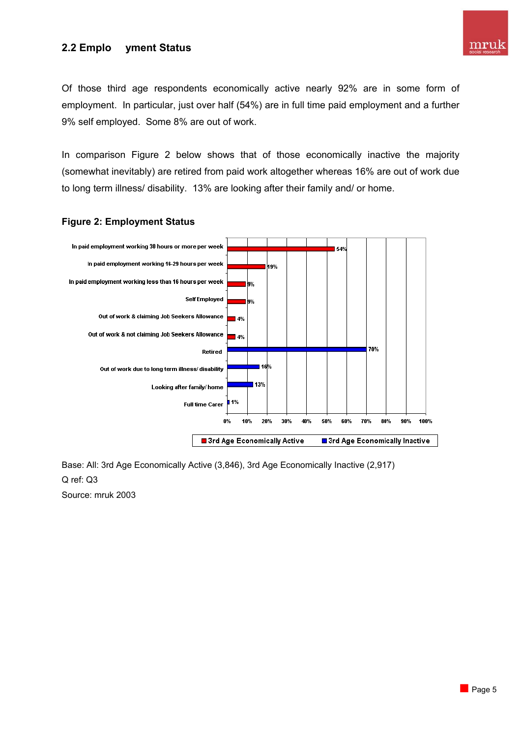## 2.2 Employment Status

Of those third age respondents economically active nearly 92% are in some form of employment. In particular, just over half (54%) are in full time paid employment and a further 9% self employed. Some 8% are out of work.

In comparison Figure 2 below shows that of those economically inactive the majority (somewhat inevitably) are retired from paid work altogether whereas 16% are out of work due to long term illness/ disability. 13% are looking after their family and/ or home.

**Figure 2: Employment Status**

| Employment status | 3rd Age Economically Active | 3rd Age Economically Inactive |
|---|---|---|
| In paid employment working 30 hours or more per week | 54% | |
| In paid employment working 16-29 hours per week | 19% | |
| In paid employment working less than 16 hours per week | 9% | |
| Self Employed | 9% | |
| Out of work & claiming Job Seekers Allowance | 4% | |
| Out of work & not claiming Job Seekers Allowance | 4% | |
| Retired | | 70% |
| Out of work due to long term illness/ disability | | 16% |
| Looking after family/ home | | 13% |
| Full time Carer | | 1% |

Base: All: 3rd Age Economically Active (3,846), 3rd Age Economically Inactive (2,917)
Q ref: Q3
Source: mruk 2003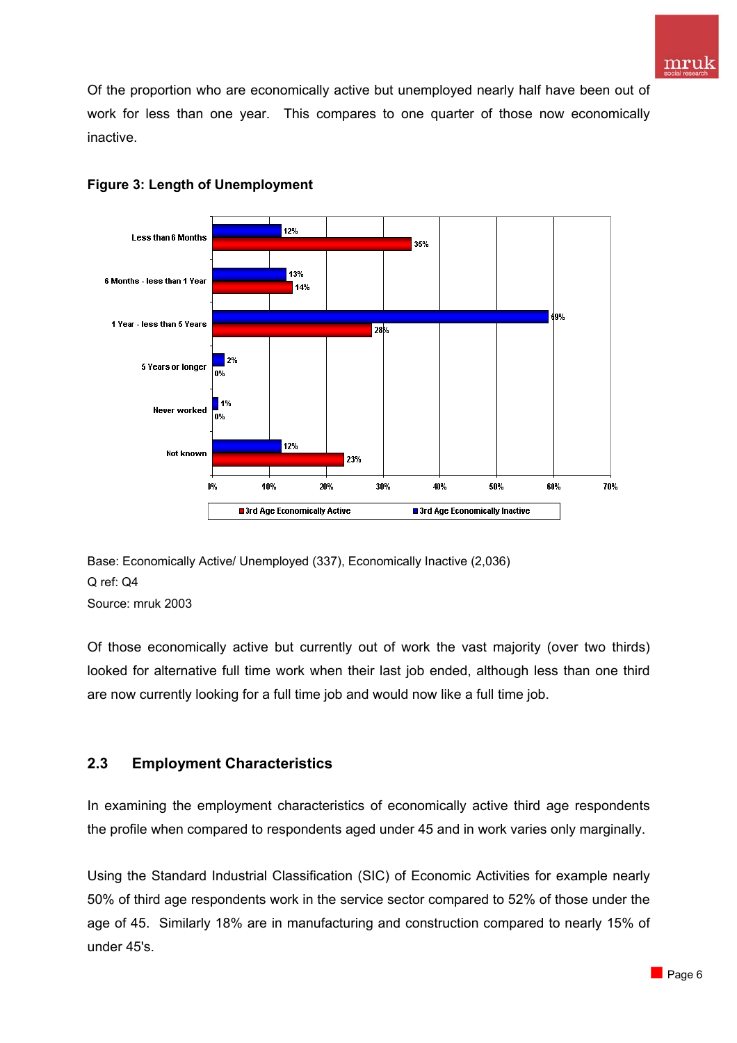Of the proportion who are economically active but unemployed nearly half have been out of work for less than one year. This compares to one quarter of those now economically inactive.

**Figure 3: Length of Unemployment**

| | 3rd Age Economically Active | 3rd Age Economically Inactive |
|---|---|---|
| Less than 6 Months | 35% | 12% |
| 6 Months - less than 1 Year | 14% | 13% |
| 1 Year - less than 5 Years | 28% | 59% |
| 5 Years or longer | 0% | 2% |
| Never worked | 0% | 1% |
| Not known | 23% | 12% |

Base: Economically Active/ Unemployed (337), Economically Inactive (2,036)
Q ref: Q4
Source: mruk 2003

Of those economically active but currently out of work the vast majority (over two thirds) looked for alternative full time work when their last job ended, although less than one third are now currently looking for a full time job and would now like a full time job.

## 2.3 Employment Characteristics

In examining the employment characteristics of economically active third age respondents the profile when compared to respondents aged under 45 and in work varies only marginally.

Using the Standard Industrial Classification (SIC) of Economic Activities for example nearly 50% of third age respondents work in the service sector compared to 52% of those under the age of 45. Similarly 18% are in manufacturing and construction compared to nearly 15% of under 45's.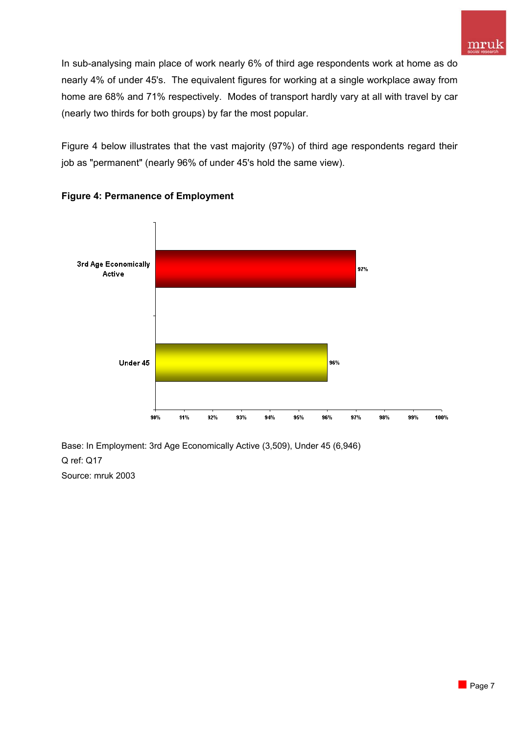In sub-analysing main place of work nearly 6% of third age respondents work at home as do nearly 4% of under 45's. The equivalent figures for working at a single workplace away from home are 68% and 71% respectively. Modes of transport hardly vary at all with travel by car (nearly two thirds for both groups) by far the most popular.

Figure 4 below illustrates that the vast majority (97%) of third age respondents regard their job as "permanent" (nearly 96% of under 45's hold the same view).

**Figure 4: Permanence of Employment**

| | Permanent |
|---|---|
| 3rd Age Economically Active | 97% |
| Under 45 | 96% |

Base: In Employment: 3rd Age Economically Active (3,509), Under 45 (6,946)
Q ref: Q17
Source: mruk 2003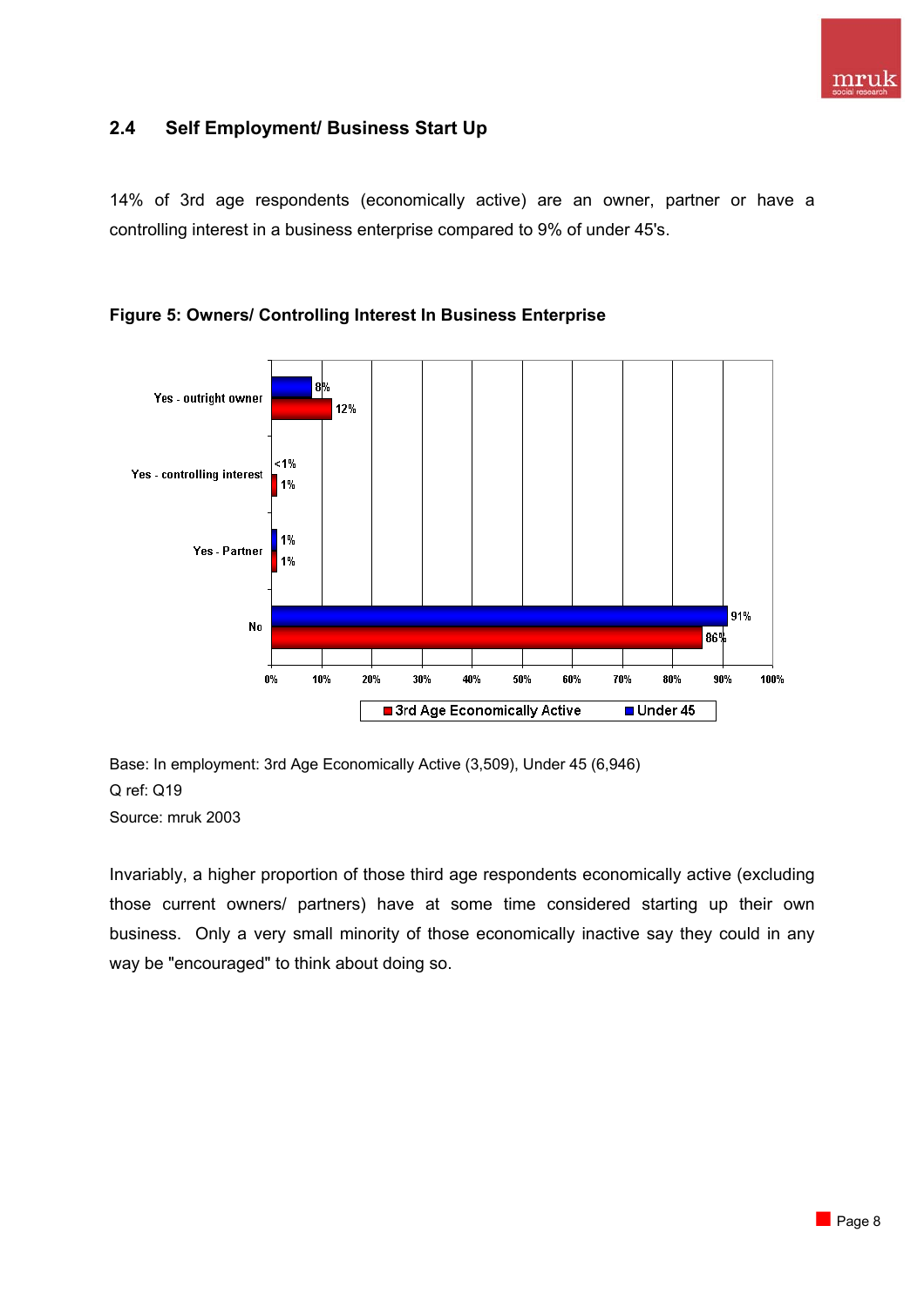## 2.4 Self Employment/ Business Start Up

14% of 3rd age respondents (economically active) are an owner, partner or have a controlling interest in a business enterprise compared to 9% of under 45's.

**Figure 5: Owners/ Controlling Interest In Business Enterprise**

| | 3rd Age Economically Active | Under 45 |
|---|---|---|
| Yes - outright owner | 12% | 8% |
| Yes - controlling interest | 1% | <1% |
| Yes - Partner | 1% | 1% |
| No | 86% | 91% |

Base: In employment: 3rd Age Economically Active (3,509), Under 45 (6,946)
Q ref: Q19
Source: mruk 2003

Invariably, a higher proportion of those third age respondents economically active (excluding those current owners/ partners) have at some time considered starting up their own business. Only a very small minority of those economically inactive say they could in any way be "encouraged" to think about doing so.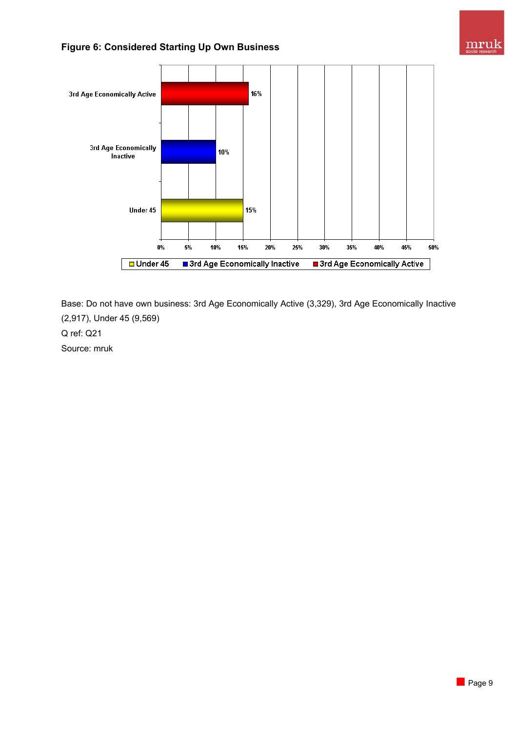**Figure 6: Considered Starting Up Own Business**

| Group | Percentage |
|---|---|
| 3rd Age Economically Active | 16% |
| 3rd Age Economically Inactive | 10% |
| Under 45 | 15% |

Base: Do not have own business: 3rd Age Economically Active (3,329), 3rd Age Economically Inactive (2,917), Under 45 (9,569)

Q ref: Q21

Source: mruk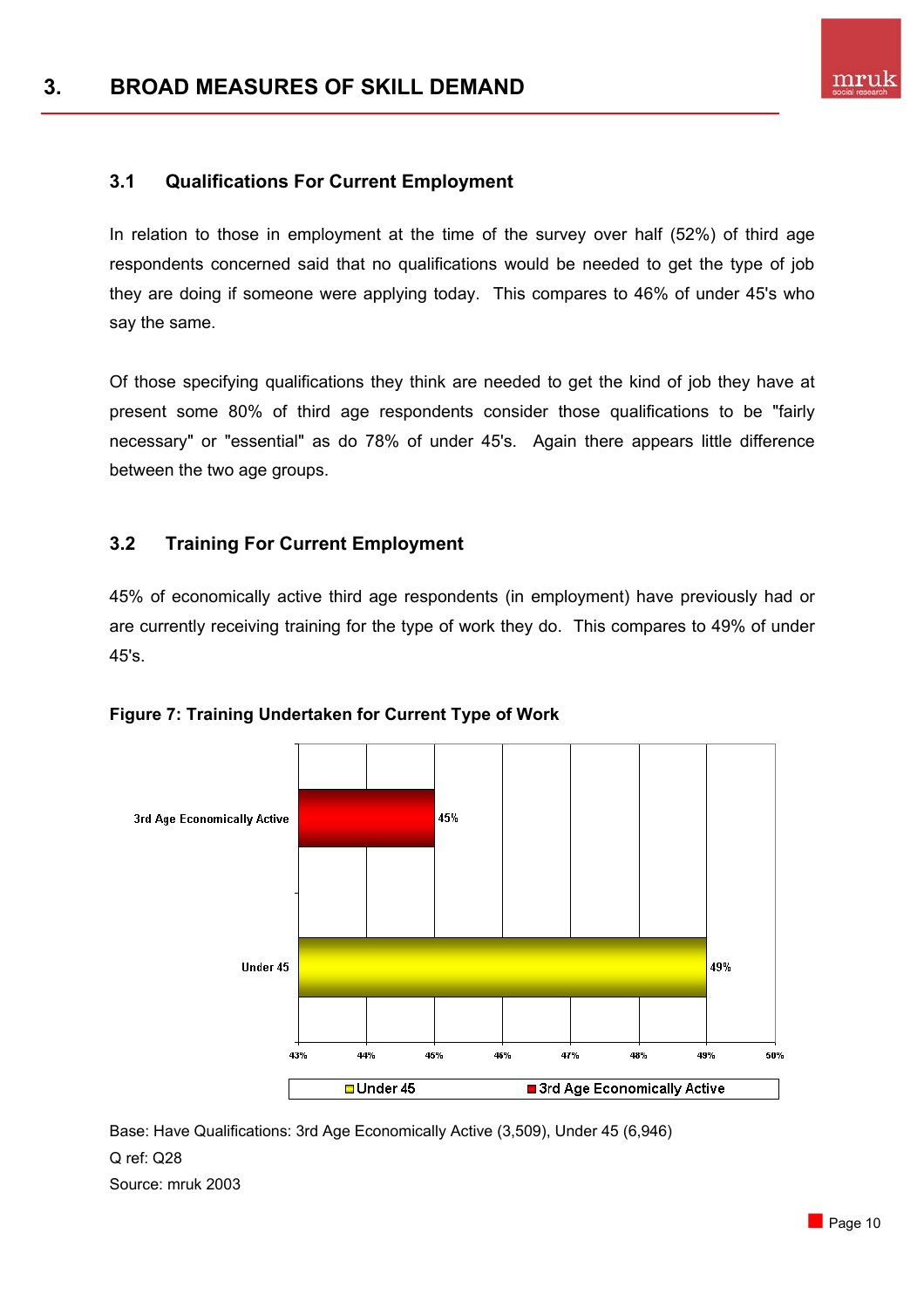# 3. BROAD MEASURES OF SKILL DEMAND

## 3.1 Qualifications For Current Employment

In relation to those in employment at the time of the survey over half (52%) of third age respondents concerned said that no qualifications would be needed to get the type of job they are doing if someone were applying today. This compares to 46% of under 45's who say the same.

Of those specifying qualifications they think are needed to get the kind of job they have at present some 80% of third age respondents consider those qualifications to be "fairly necessary" or "essential" as do 78% of under 45's. Again there appears little difference between the two age groups.

## 3.2 Training For Current Employment

45% of economically active third age respondents (in employment) have previously had or are currently receiving training for the type of work they do. This compares to 49% of under 45's.

**Figure 7: Training Undertaken for Current Type of Work**

| | Training undertaken |
|---|---|
| 3rd Age Economically Active | 45% |
| Under 45 | 49% |

Base: Have Qualifications: 3rd Age Economically Active (3,509), Under 45 (6,946)
Q ref: Q28
Source: mruk 2003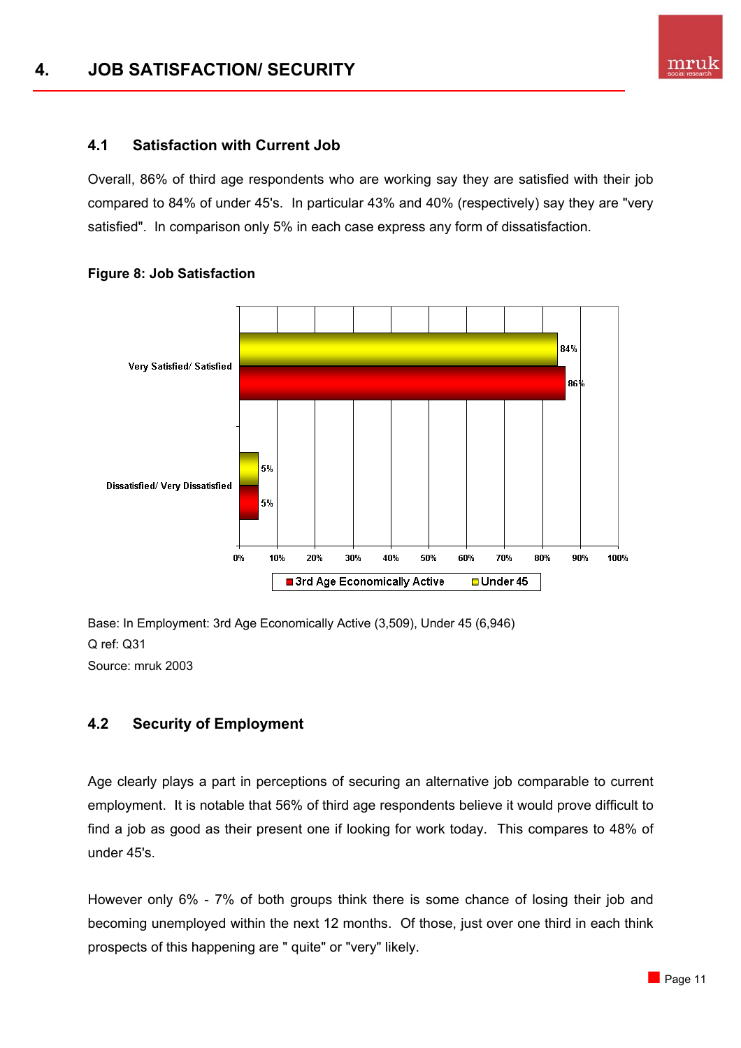## 4. JOB SATISFACTION/ SECURITY

### 4.1 Satisfaction with Current Job

Overall, 86% of third age respondents who are working say they are satisfied with their job compared to 84% of under 45's. In particular 43% and 40% (respectively) say they are "very satisfied". In comparison only 5% in each case express any form of dissatisfaction.

**Figure 8: Job Satisfaction**

| | 3rd Age Economically Active | Under 45 |
|---|---|---|
| Very Satisfied/ Satisfied | 86% | 84% |
| Dissatisfied/ Very Dissatisfied | 5% | 5% |

Base: In Employment: 3rd Age Economically Active (3,509), Under 45 (6,946)
Q ref: Q31
Source: mruk 2003

### 4.2 Security of Employment

Age clearly plays a part in perceptions of securing an alternative job comparable to current employment. It is notable that 56% of third age respondents believe it would prove difficult to find a job as good as their present one if looking for work today. This compares to 48% of under 45's.

However only 6% - 7% of both groups think there is some chance of losing their job and becoming unemployed within the next 12 months. Of those, just over one third in each think prospects of this happening are " quite" or "very" likely.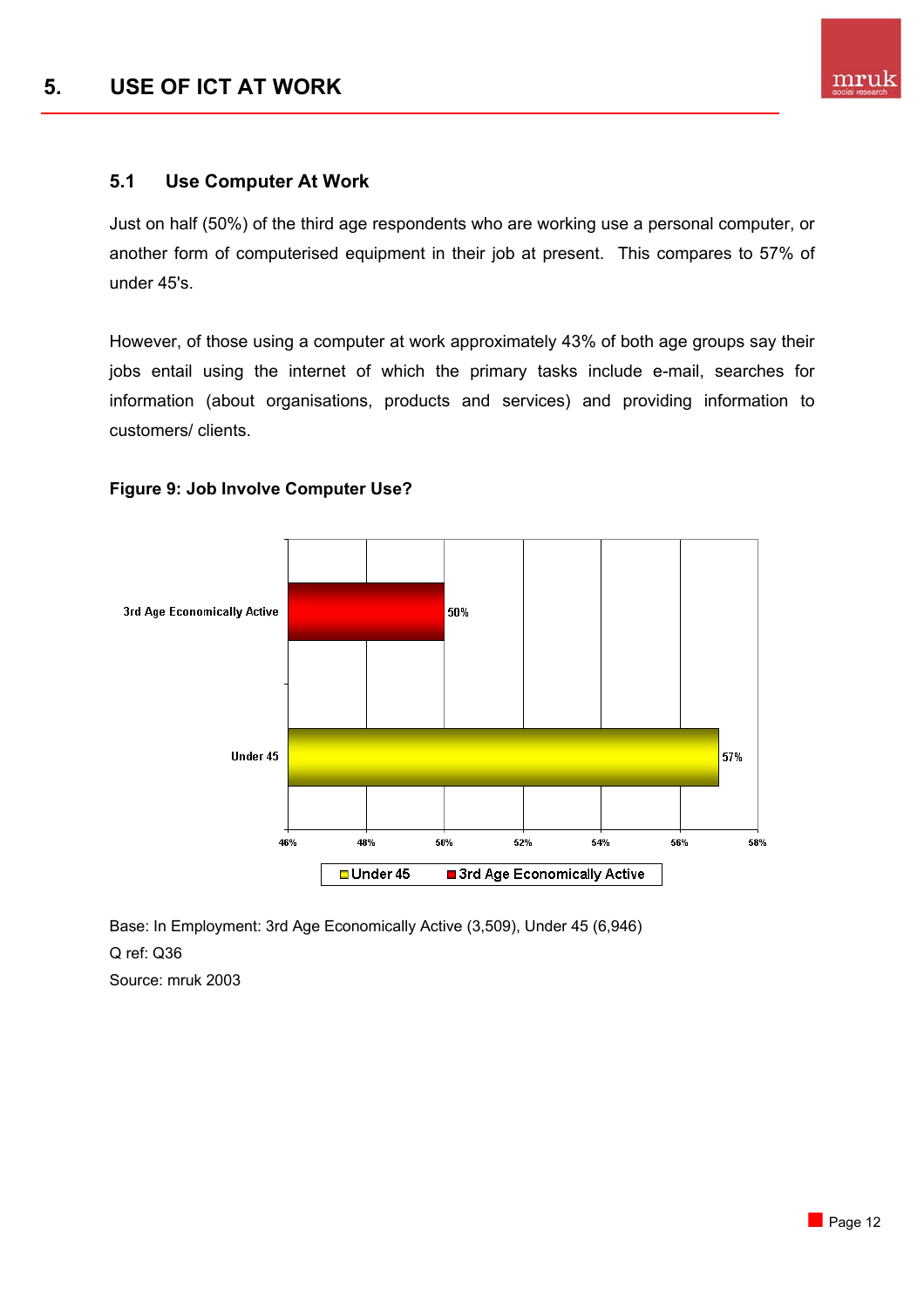# 5. USE OF ICT AT WORK

## 5.1 Use Computer At Work

Just on half (50%) of the third age respondents who are working use a personal computer, or another form of computerised equipment in their job at present. This compares to 57% of under 45's.

However, of those using a computer at work approximately 43% of both age groups say their jobs entail using the internet of which the primary tasks include e-mail, searches for information (about organisations, products and services) and providing information to customers/ clients.

**Figure 9: Job Involve Computer Use?**

| | % |
|---|---|
| 3rd Age Economically Active | 50% |
| Under 45 | 57% |

Base: In Employment: 3rd Age Economically Active (3,509), Under 45 (6,946)

Q ref: Q36

Source: mruk 2003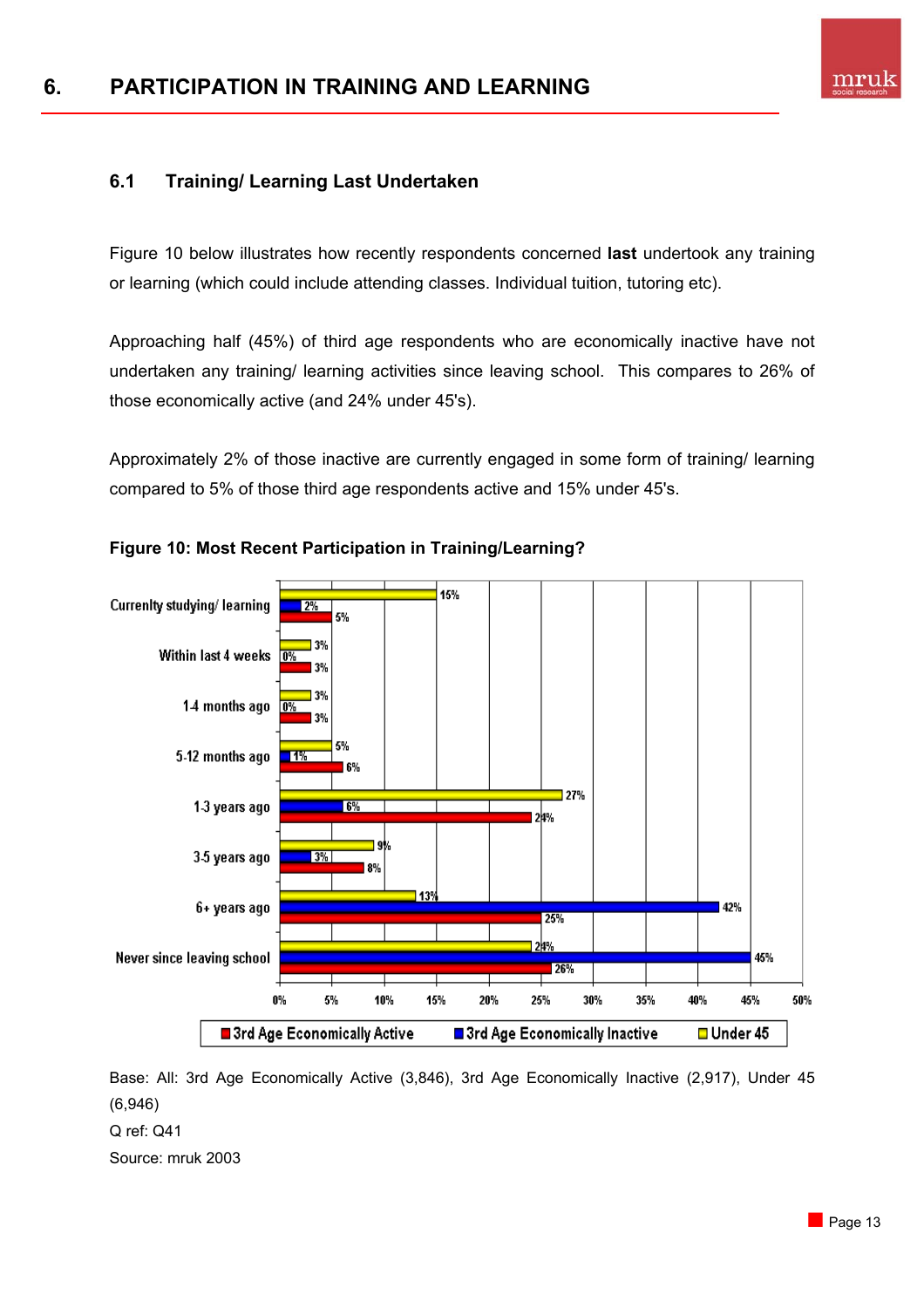# 6. PARTICIPATION IN TRAINING AND LEARNING

## 6.1 Training/ Learning Last Undertaken

Figure 10 below illustrates how recently respondents concerned **last** undertook any training or learning (which could include attending classes. Individual tuition, tutoring etc).

Approaching half (45%) of third age respondents who are economically inactive have not undertaken any training/ learning activities since leaving school. This compares to 26% of those economically active (and 24% under 45's).

Approximately 2% of those inactive are currently engaged in some form of training/ learning compared to 5% of those third age respondents active and 15% under 45's.

**Figure 10: Most Recent Participation in Training/Learning?**

| | 3rd Age Economically Active | 3rd Age Economically Inactive | Under 45 |
|---|---|---|---|
| Currenlty studying/ learning | 5% | 2% | 15% |
| Within last 4 weeks | 3% | 0% | 3% |
| 1-4 months ago | 3% | 0% | 3% |
| 5-12 months ago | 6% | 1% | 5% |
| 1-3 years ago | 24% | 6% | 27% |
| 3-5 years ago | 8% | 3% | 9% |
| 6+ years ago | 25% | 42% | 13% |
| Never since leaving school | 26% | 45% | 24% |

Base: All: 3rd Age Economically Active (3,846), 3rd Age Economically Inactive (2,917), Under 45 (6,946)

Q ref: Q41

Source: mruk 2003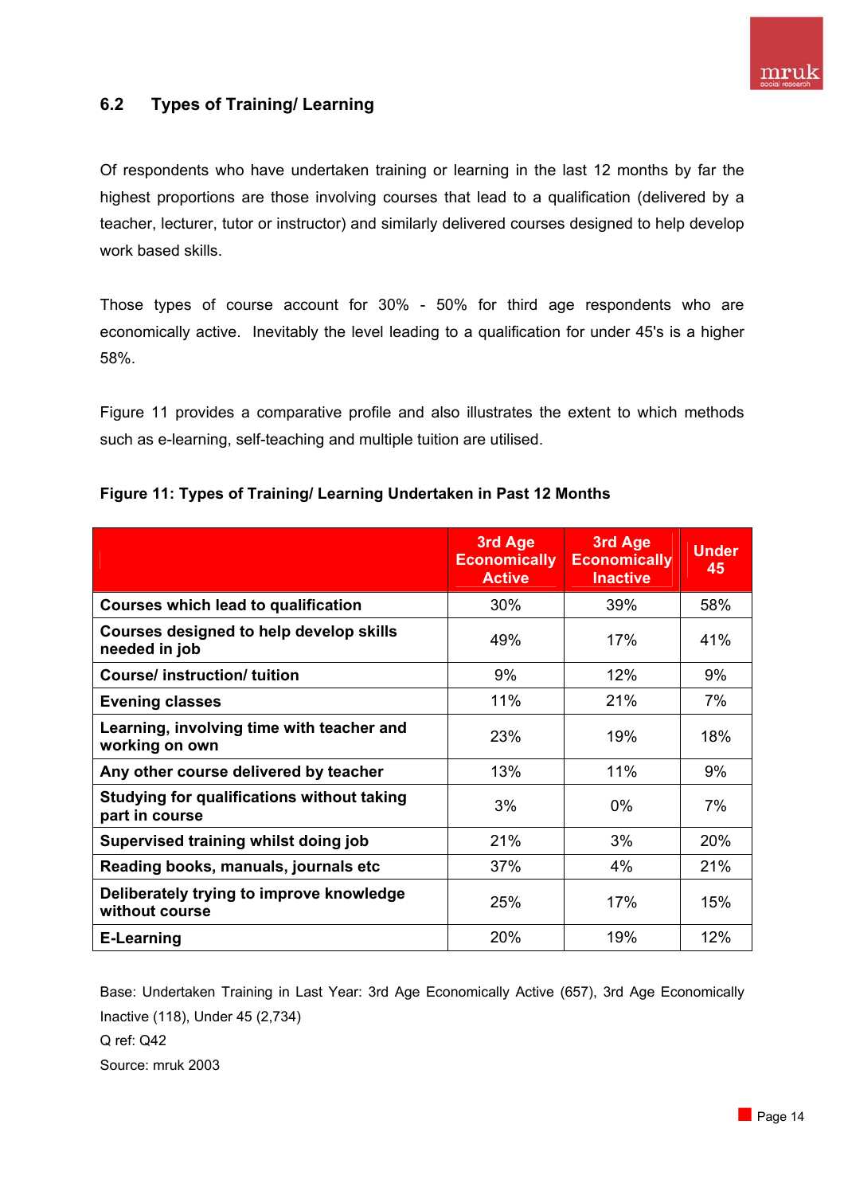## 6.2 Types of Training/ Learning

Of respondents who have undertaken training or learning in the last 12 months by far the highest proportions are those involving courses that lead to a qualification (delivered by a teacher, lecturer, tutor or instructor) and similarly delivered courses designed to help develop work based skills.

Those types of course account for 30% - 50% for third age respondents who are economically active. Inevitably the level leading to a qualification for under 45's is a higher 58%.

Figure 11 provides a comparative profile and also illustrates the extent to which methods such as e-learning, self-teaching and multiple tuition are utilised.

**Figure 11: Types of Training/ Learning Undertaken in Past 12 Months**

| | 3rd Age Economically Active | 3rd Age Economically Inactive | Under 45 |
|---|---|---|---|
| **Courses which lead to qualification** | 30% | 39% | 58% |
| **Courses designed to help develop skills needed in job** | 49% | 17% | 41% |
| **Course/ instruction/ tuition** | 9% | 12% | 9% |
| **Evening classes** | 11% | 21% | 7% |
| **Learning, involving time with teacher and working on own** | 23% | 19% | 18% |
| **Any other course delivered by teacher** | 13% | 11% | 9% |
| **Studying for qualifications without taking part in course** | 3% | 0% | 7% |
| **Supervised training whilst doing job** | 21% | 3% | 20% |
| **Reading books, manuals, journals etc** | 37% | 4% | 21% |
| **Deliberately trying to improve knowledge without course** | 25% | 17% | 15% |
| **E-Learning** | 20% | 19% | 12% |

Base: Undertaken Training in Last Year: 3rd Age Economically Active (657), 3rd Age Economically Inactive (118), Under 45 (2,734)

Q ref: Q42

Source: mruk 2003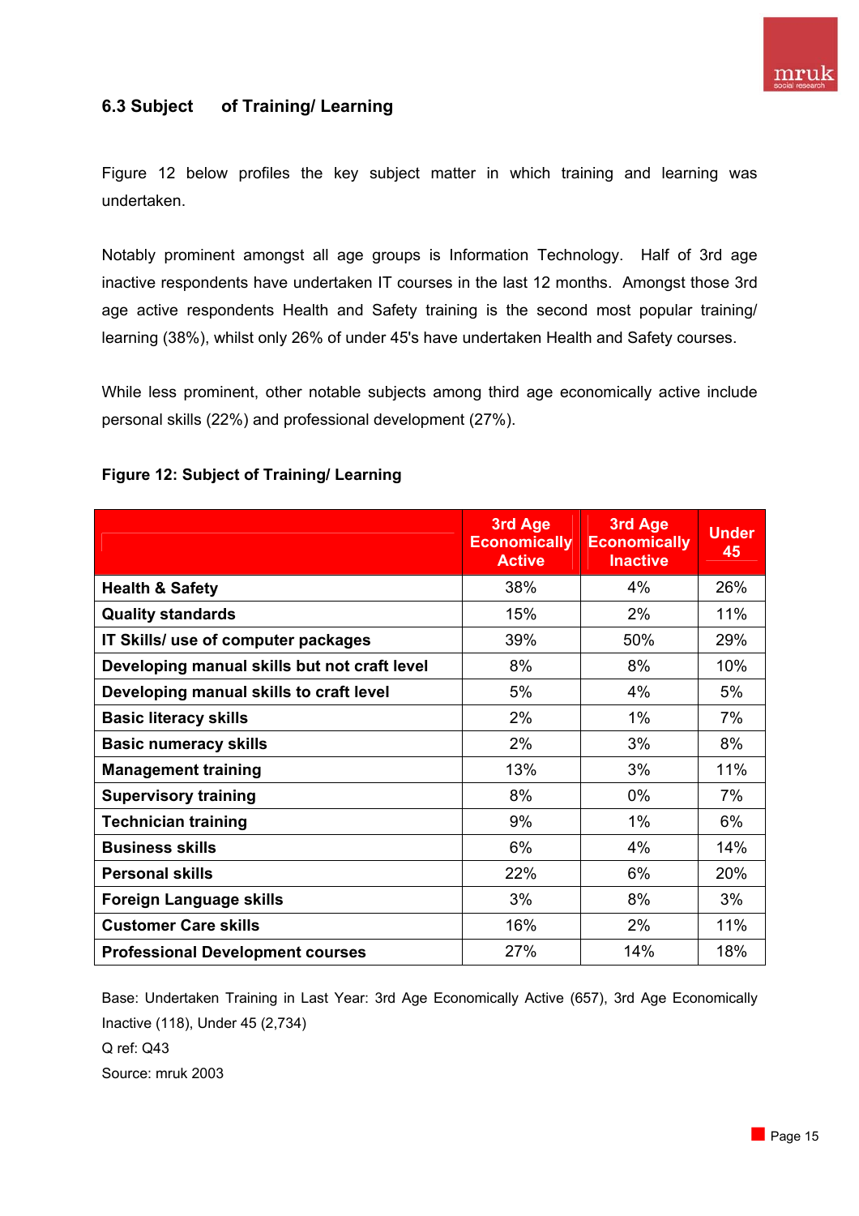## 6.3 Subject of Training/ Learning

Figure 12 below profiles the key subject matter in which training and learning was undertaken.

Notably prominent amongst all age groups is Information Technology. Half of 3rd age inactive respondents have undertaken IT courses in the last 12 months. Amongst those 3rd age active respondents Health and Safety training is the second most popular training/ learning (38%), whilst only 26% of under 45's have undertaken Health and Safety courses.

While less prominent, other notable subjects among third age economically active include personal skills (22%) and professional development (27%).

**Figure 12: Subject of Training/ Learning**

| | 3rd Age Economically Active | 3rd Age Economically Inactive | Under 45 |
|---|---|---|---|
| **Health & Safety** | 38% | 4% | 26% |
| **Quality standards** | 15% | 2% | 11% |
| **IT Skills/ use of computer packages** | 39% | 50% | 29% |
| **Developing manual skills but not craft level** | 8% | 8% | 10% |
| **Developing manual skills to craft level** | 5% | 4% | 5% |
| **Basic literacy skills** | 2% | 1% | 7% |
| **Basic numeracy skills** | 2% | 3% | 8% |
| **Management training** | 13% | 3% | 11% |
| **Supervisory training** | 8% | 0% | 7% |
| **Technician training** | 9% | 1% | 6% |
| **Business skills** | 6% | 4% | 14% |
| **Personal skills** | 22% | 6% | 20% |
| **Foreign Language skills** | 3% | 8% | 3% |
| **Customer Care skills** | 16% | 2% | 11% |
| **Professional Development courses** | 27% | 14% | 18% |

Base: Undertaken Training in Last Year: 3rd Age Economically Active (657), 3rd Age Economically Inactive (118), Under 45 (2,734)
Q ref: Q43
Source: mruk 2003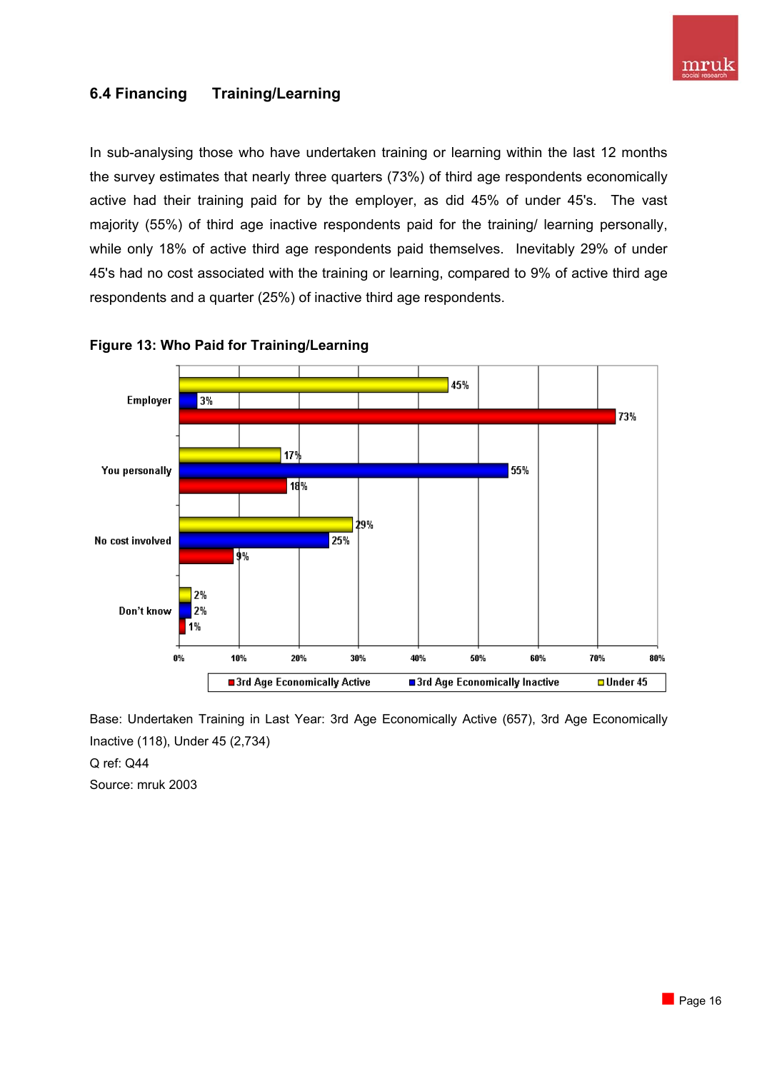## 6.4 Financing Training/Learning

In sub-analysing those who have undertaken training or learning within the last 12 months the survey estimates that nearly three quarters (73%) of third age respondents economically active had their training paid for by the employer, as did 45% of under 45's. The vast majority (55%) of third age inactive respondents paid for the training/ learning personally, while only 18% of active third age respondents paid themselves. Inevitably 29% of under 45's had no cost associated with the training or learning, compared to 9% of active third age respondents and a quarter (25%) of inactive third age respondents.

**Figure 13: Who Paid for Training/Learning**

| | 3rd Age Economically Active | 3rd Age Economically Inactive | Under 45 |
|---|---|---|---|
| Employer | 73% | 3% | 45% |
| You personally | 18% | 55% | 17% |
| No cost involved | 9% | 25% | 29% |
| Don't know | 1% | 2% | 2% |

Base: Undertaken Training in Last Year: 3rd Age Economically Active (657), 3rd Age Economically Inactive (118), Under 45 (2,734)

Q ref: Q44

Source: mruk 2003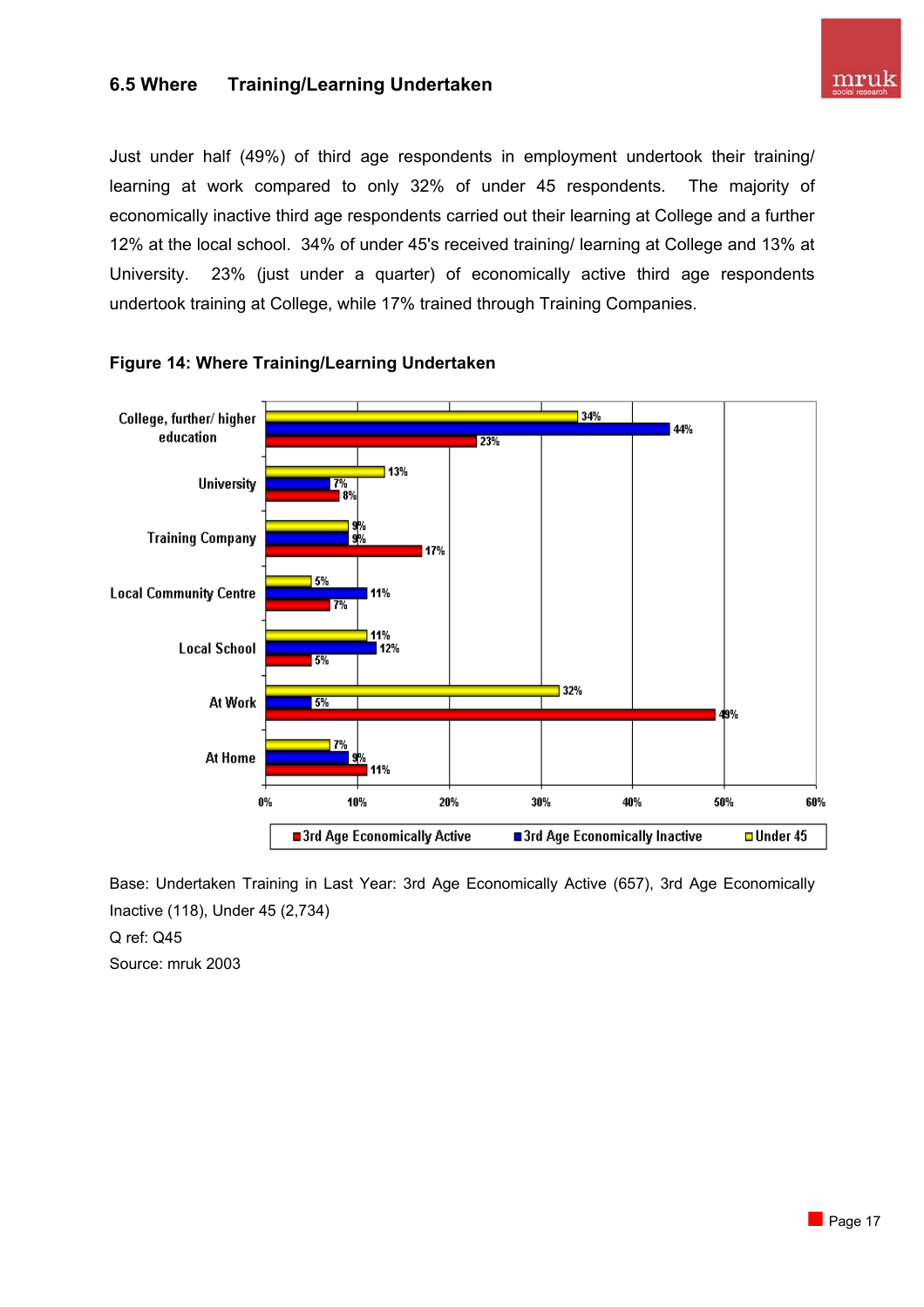## 6.5 Where Training/Learning Undertaken

Just under half (49%) of third age respondents in employment undertook their training/ learning at work compared to only 32% of under 45 respondents. The majority of economically inactive third age respondents carried out their learning at College and a further 12% at the local school. 34% of under 45's received training/ learning at College and 13% at University. 23% (just under a quarter) of economically active third age respondents undertook training at College, while 17% trained through Training Companies.

**Figure 14: Where Training/Learning Undertaken**

| | Under 45 | 3rd Age Economically Inactive | 3rd Age Economically Active |
|---|---|---|---|
| College, further/ higher education | 34% | 44% | 23% |
| University | 13% | 7% | 8% |
| Training Company | 9% | 9% | 17% |
| Local Community Centre | 5% | 11% | 7% |
| Local School | 11% | 12% | 5% |
| At Work | 32% | 5% | 49% |
| At Home | 7% | 9% | 11% |

Base: Undertaken Training in Last Year: 3rd Age Economically Active (657), 3rd Age Economically Inactive (118), Under 45 (2,734)

Q ref: Q45

Source: mruk 2003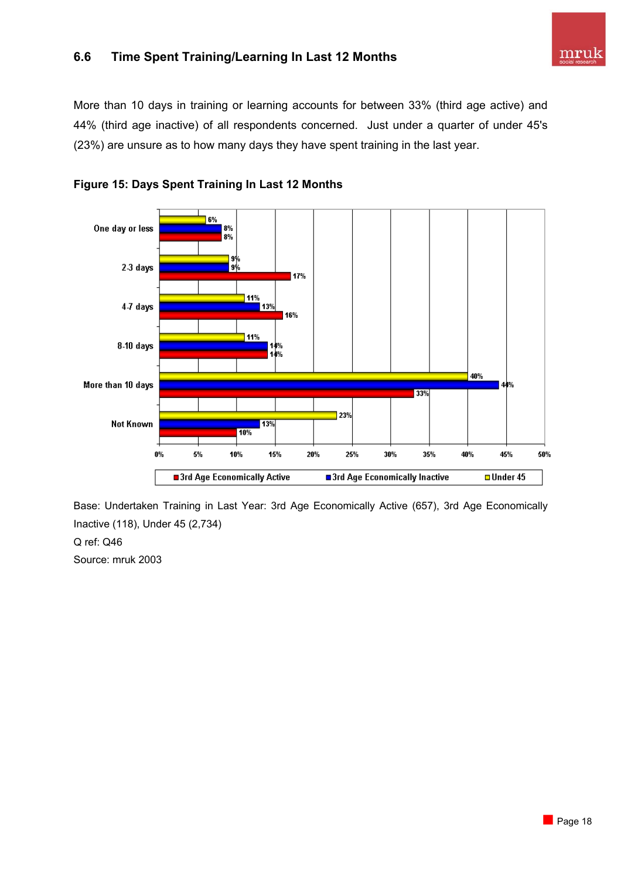## 6.6 Time Spent Training/Learning In Last 12 Months

More than 10 days in training or learning accounts for between 33% (third age active) and 44% (third age inactive) of all respondents concerned. Just under a quarter of under 45's (23%) are unsure as to how many days they have spent training in the last year.

**Figure 15: Days Spent Training In Last 12 Months**

| | 3rd Age Economically Active | 3rd Age Economically Inactive | Under 45 |
|---|---|---|---|
| One day or less | 8% | 8% | 6% |
| 2-3 days | 17% | 9% | 9% |
| 4-7 days | 16% | 13% | 11% |
| 8-10 days | 14% | 14% | 11% |
| More than 10 days | 33% | 44% | 40% |
| Not Known | 10% | 13% | 23% |

Base: Undertaken Training in Last Year: 3rd Age Economically Active (657), 3rd Age Economically Inactive (118), Under 45 (2,734)

Q ref: Q46

Source: mruk 2003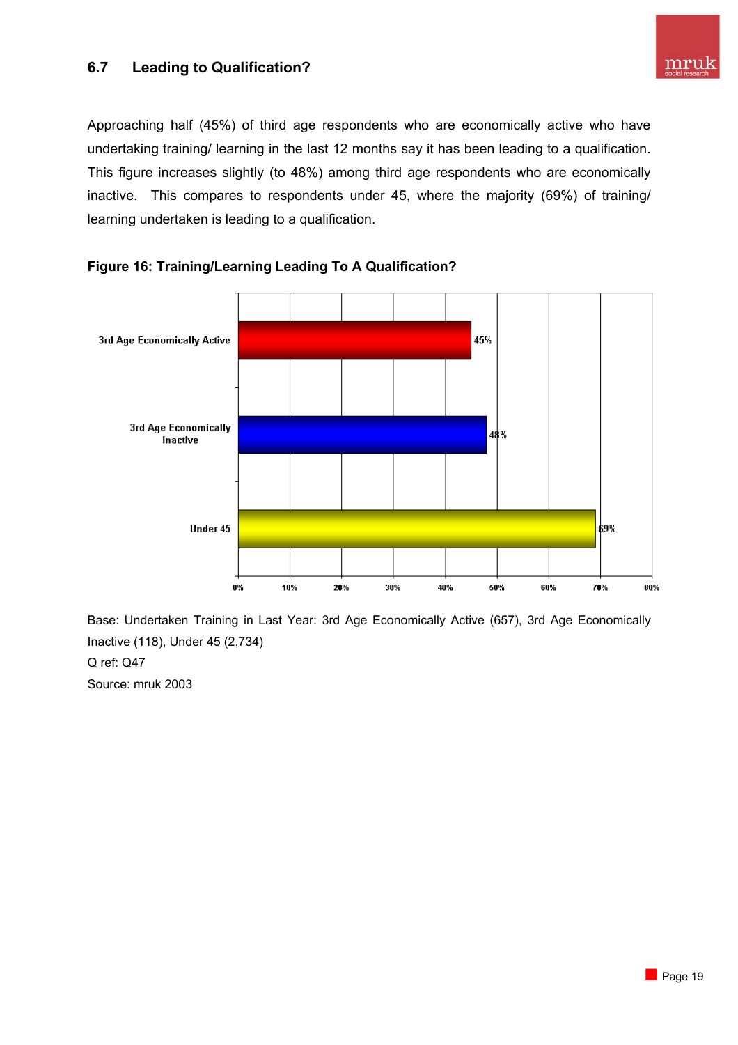## 6.7 Leading to Qualification?

Approaching half (45%) of third age respondents who are economically active who have undertaking training/ learning in the last 12 months say it has been leading to a qualification. This figure increases slightly (to 48%) among third age respondents who are economically inactive. This compares to respondents under 45, where the majority (69%) of training/ learning undertaken is leading to a qualification.

**Figure 16: Training/Learning Leading To A Qualification?**

| Group | % |
|---|---|
| 3rd Age Economically Active | 45% |
| 3rd Age Economically Inactive | 48% |
| Under 45 | 69% |

Base: Undertaken Training in Last Year: 3rd Age Economically Active (657), 3rd Age Economically Inactive (118), Under 45 (2,734)

Q ref: Q47

Source: mruk 2003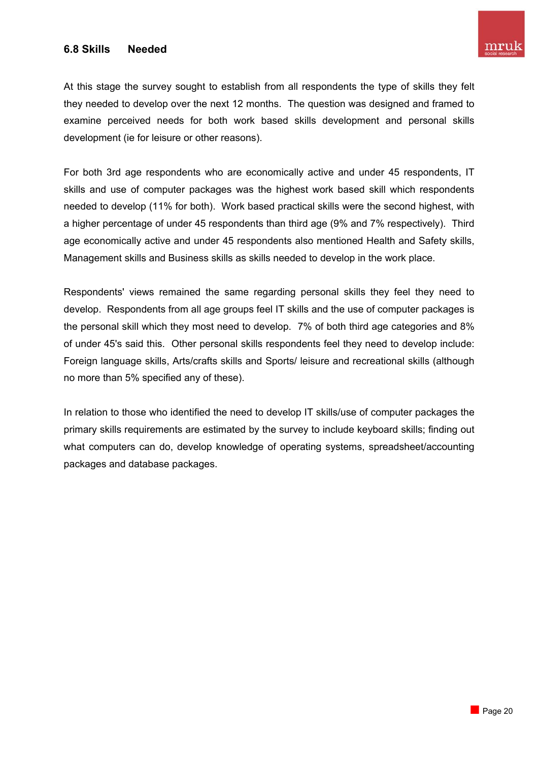### 6.8 Skills Needed

At this stage the survey sought to establish from all respondents the type of skills they felt they needed to develop over the next 12 months. The question was designed and framed to examine perceived needs for both work based skills development and personal skills development (ie for leisure or other reasons).

For both 3rd age respondents who are economically active and under 45 respondents, IT skills and use of computer packages was the highest work based skill which respondents needed to develop (11% for both). Work based practical skills were the second highest, with a higher percentage of under 45 respondents than third age (9% and 7% respectively). Third age economically active and under 45 respondents also mentioned Health and Safety skills, Management skills and Business skills as skills needed to develop in the work place.

Respondents' views remained the same regarding personal skills they feel they need to develop. Respondents from all age groups feel IT skills and the use of computer packages is the personal skill which they most need to develop. 7% of both third age categories and 8% of under 45's said this. Other personal skills respondents feel they need to develop include: Foreign language skills, Arts/crafts skills and Sports/ leisure and recreational skills (although no more than 5% specified any of these).

In relation to those who identified the need to develop IT skills/use of computer packages the primary skills requirements are estimated by the survey to include keyboard skills; finding out what computers can do, develop knowledge of operating systems, spreadsheet/accounting packages and database packages.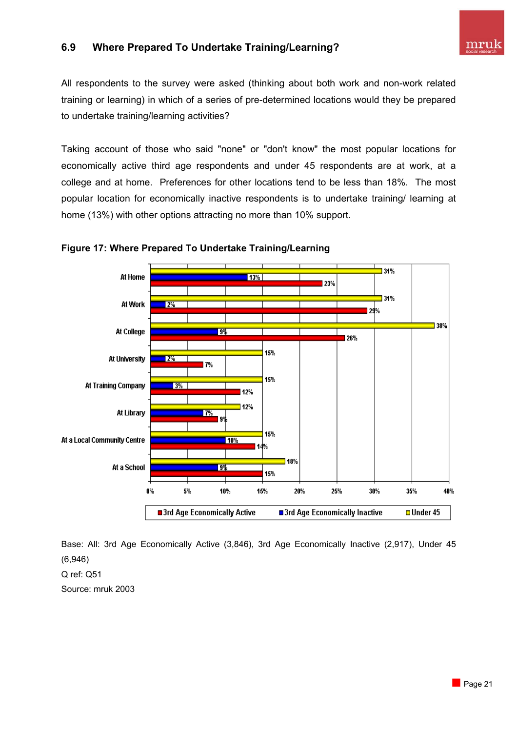## 6.9 Where Prepared To Undertake Training/Learning?

All respondents to the survey were asked (thinking about both work and non-work related training or learning) in which of a series of pre-determined locations would they be prepared to undertake training/learning activities?

Taking account of those who said "none" or "don't know" the most popular locations for economically active third age respondents and under 45 respondents are at work, at a college and at home. Preferences for other locations tend to be less than 18%. The most popular location for economically inactive respondents is to undertake training/ learning at home (13%) with other options attracting no more than 10% support.

**Figure 17: Where Prepared To Undertake Training/Learning**

| | 3rd Age Economically Active | 3rd Age Economically Inactive | Under 45 |
|---|---|---|---|
| At Home | 23% | 13% | 31% |
| At Work | 29% | 2% | 31% |
| At College | 26% | 9% | 38% |
| At University | 7% | 2% | 15% |
| At Training Company | 12% | 3% | 15% |
| At Library | 9% | 7% | 12% |
| At a Local Community Centre | 14% | 10% | 15% |
| At a School | 15% | 9% | 18% |

Base: All: 3rd Age Economically Active (3,846), 3rd Age Economically Inactive (2,917), Under 45 (6,946)

Q ref: Q51

Source: mruk 2003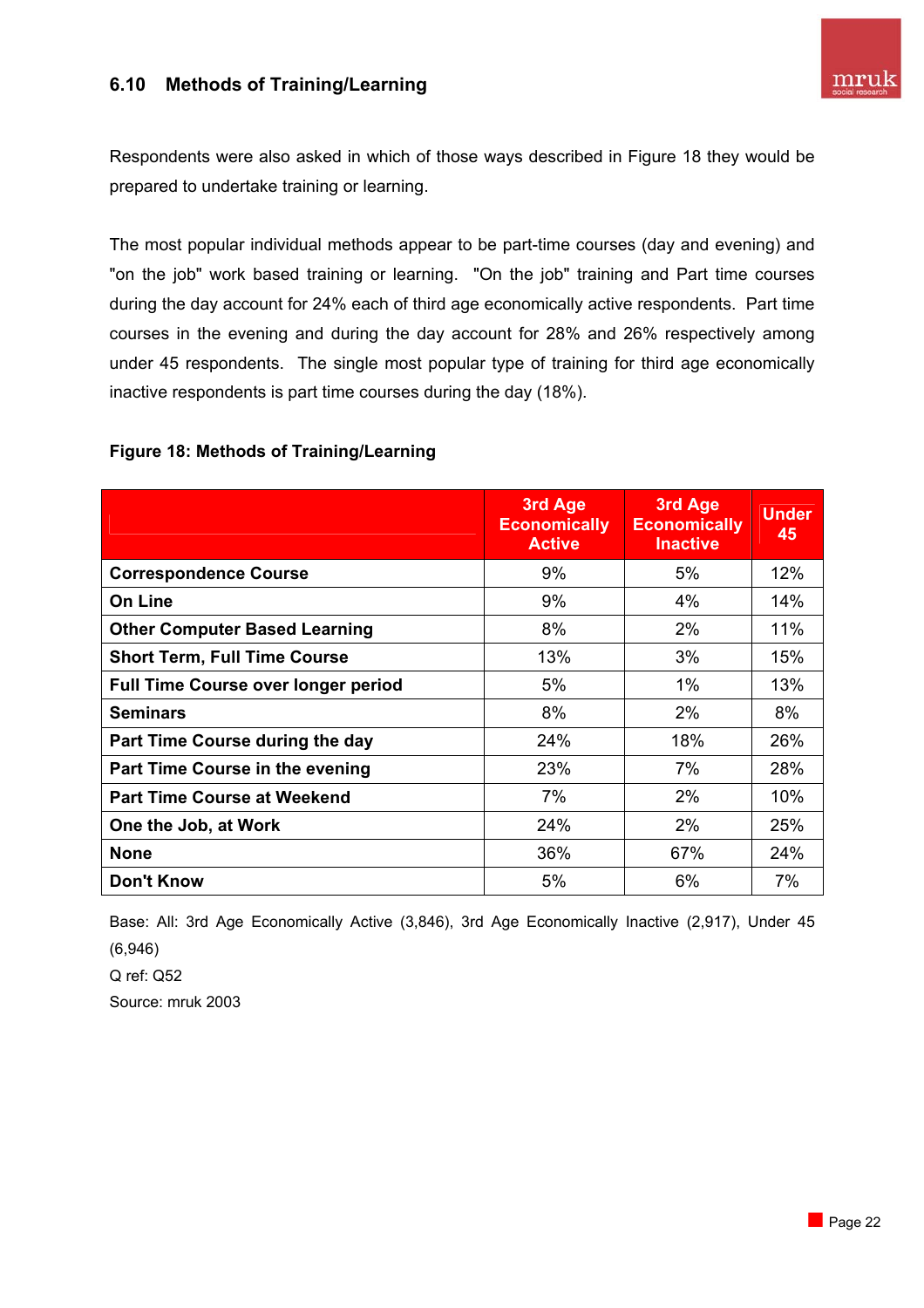### 6.10 Methods of Training/Learning

Respondents were also asked in which of those ways described in Figure 18 they would be prepared to undertake training or learning.

The most popular individual methods appear to be part-time courses (day and evening) and "on the job" work based training or learning. "On the job" training and Part time courses during the day account for 24% each of third age economically active respondents. Part time courses in the evening and during the day account for 28% and 26% respectively among under 45 respondents. The single most popular type of training for third age economically inactive respondents is part time courses during the day (18%).

**Figure 18: Methods of Training/Learning**

| | 3rd Age Economically Active | 3rd Age Economically Inactive | Under 45 |
|---|---|---|---|
| **Correspondence Course** | 9% | 5% | 12% |
| **On Line** | 9% | 4% | 14% |
| **Other Computer Based Learning** | 8% | 2% | 11% |
| **Short Term, Full Time Course** | 13% | 3% | 15% |
| **Full Time Course over longer period** | 5% | 1% | 13% |
| **Seminars** | 8% | 2% | 8% |
| **Part Time Course during the day** | 24% | 18% | 26% |
| **Part Time Course in the evening** | 23% | 7% | 28% |
| **Part Time Course at Weekend** | 7% | 2% | 10% |
| **One the Job, at Work** | 24% | 2% | 25% |
| **None** | 36% | 67% | 24% |
| **Don't Know** | 5% | 6% | 7% |

Base: All: 3rd Age Economically Active (3,846), 3rd Age Economically Inactive (2,917), Under 45 (6,946)

Q ref: Q52

Source: mruk 2003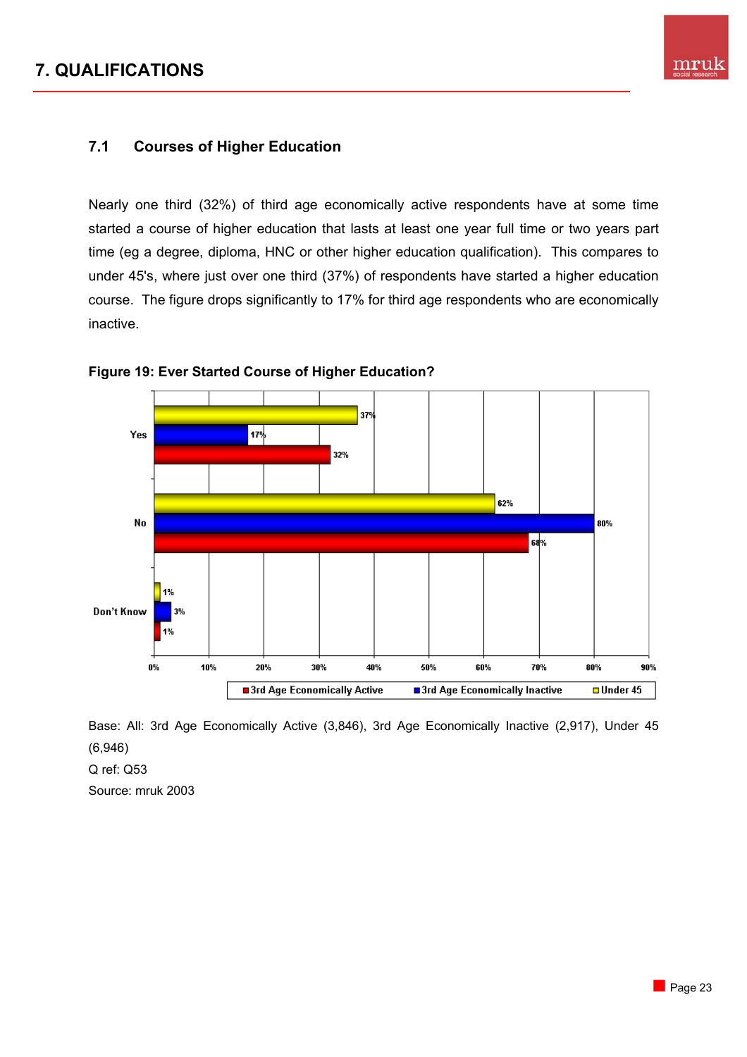## 7. QUALIFICATIONS

### 7.1 Courses of Higher Education

Nearly one third (32%) of third age economically active respondents have at some time started a course of higher education that lasts at least one year full time or two years part time (eg a degree, diploma, HNC or other higher education qualification). This compares to under 45's, where just over one third (37%) of respondents have started a higher education course. The figure drops significantly to 17% for third age respondents who are economically inactive.

**Figure 19: Ever Started Course of Higher Education?**

| | 3rd Age Economically Active | 3rd Age Economically Inactive | Under 45 |
|---|---|---|---|
| Yes | 32% | 17% | 37% |
| No | 68% | 80% | 62% |
| Don't Know | 1% | 3% | 1% |

Base: All: 3rd Age Economically Active (3,846), 3rd Age Economically Inactive (2,917), Under 45 (6,946)

Q ref: Q53

Source: mruk 2003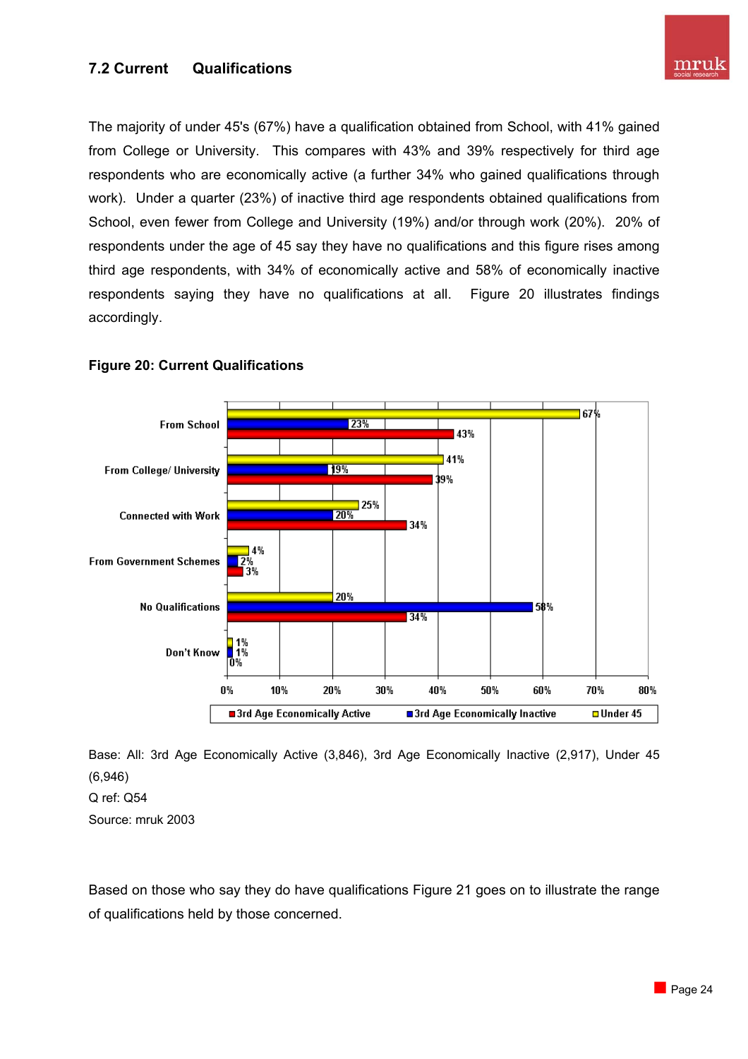## 7.2 Current Qualifications

The majority of under 45's (67%) have a qualification obtained from School, with 41% gained from College or University. This compares with 43% and 39% respectively for third age respondents who are economically active (a further 34% who gained qualifications through work). Under a quarter (23%) of inactive third age respondents obtained qualifications from School, even fewer from College and University (19%) and/or through work (20%). 20% of respondents under the age of 45 say they have no qualifications and this figure rises among third age respondents, with 34% of economically active and 58% of economically inactive respondents saying they have no qualifications at all. Figure 20 illustrates findings accordingly.

**Figure 20: Current Qualifications**

| | 3rd Age Economically Active | 3rd Age Economically Inactive | Under 45 |
|---|---|---|---|
| From School | 43% | 23% | 67% |
| From College/ University | 39% | 19% | 41% |
| Connected with Work | 34% | 20% | 25% |
| From Government Schemes | 3% | 2% | 4% |
| No Qualifications | 34% | 58% | 20% |
| Don't Know | 0% | 1% | 1% |

Base: All: 3rd Age Economically Active (3,846), 3rd Age Economically Inactive (2,917), Under 45 (6,946)
Q ref: Q54
Source: mruk 2003

Based on those who say they do have qualifications Figure 21 goes on to illustrate the range of qualifications held by those concerned.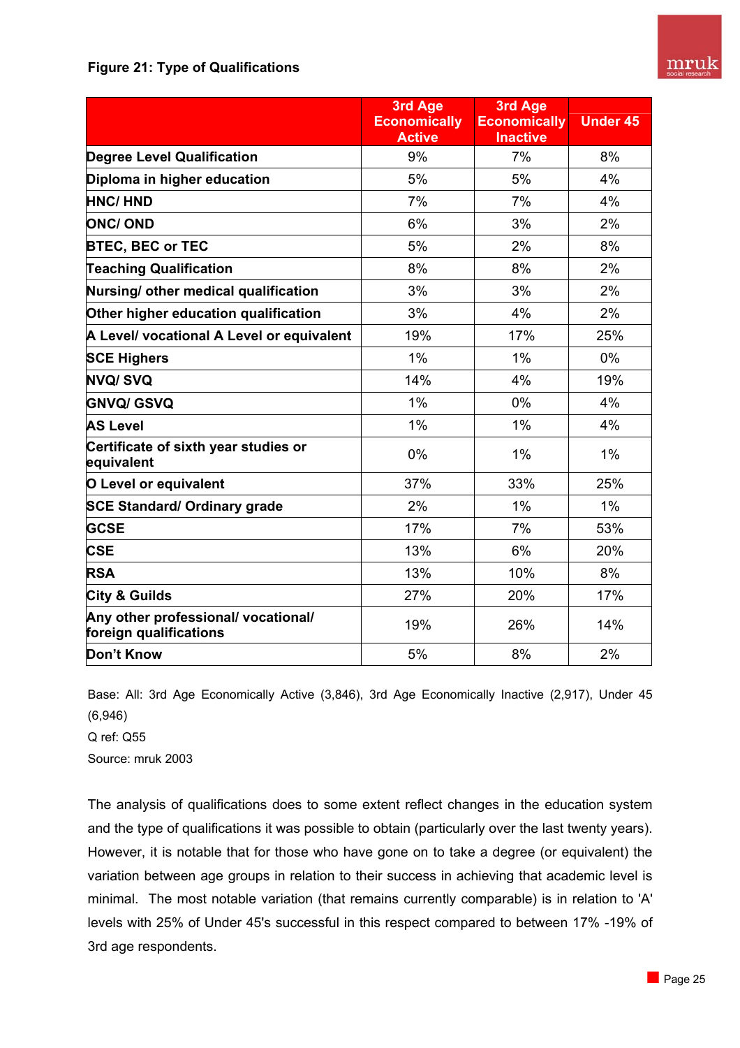**Figure 21: Type of Qualifications**

| | 3rd Age Economically Active | 3rd Age Economically Inactive | Under 45 |
|---|---|---|---|
| Degree Level Qualification | 9% | 7% | 8% |
| Diploma in higher education | 5% | 5% | 4% |
| HNC/ HND | 7% | 7% | 4% |
| ONC/ OND | 6% | 3% | 2% |
| BTEC, BEC or TEC | 5% | 2% | 8% |
| Teaching Qualification | 8% | 8% | 2% |
| Nursing/ other medical qualification | 3% | 3% | 2% |
| Other higher education qualification | 3% | 4% | 2% |
| A Level/ vocational A Level or equivalent | 19% | 17% | 25% |
| SCE Highers | 1% | 1% | 0% |
| NVQ/ SVQ | 14% | 4% | 19% |
| GNVQ/ GSVQ | 1% | 0% | 4% |
| AS Level | 1% | 1% | 4% |
| Certificate of sixth year studies or equivalent | 0% | 1% | 1% |
| O Level or equivalent | 37% | 33% | 25% |
| SCE Standard/ Ordinary grade | 2% | 1% | 1% |
| GCSE | 17% | 7% | 53% |
| CSE | 13% | 6% | 20% |
| RSA | 13% | 10% | 8% |
| City & Guilds | 27% | 20% | 17% |
| Any other professional/ vocational/ foreign qualifications | 19% | 26% | 14% |
| Don't Know | 5% | 8% | 2% |

Base: All: 3rd Age Economically Active (3,846), 3rd Age Economically Inactive (2,917), Under 45 (6,946)

Q ref: Q55

Source: mruk 2003

The analysis of qualifications does to some extent reflect changes in the education system and the type of qualifications it was possible to obtain (particularly over the last twenty years). However, it is notable that for those who have gone on to take a degree (or equivalent) the variation between age groups in relation to their success in achieving that academic level is minimal. The most notable variation (that remains currently comparable) is in relation to 'A' levels with 25% of Under 45's successful in this respect compared to between 17% -19% of 3rd age respondents.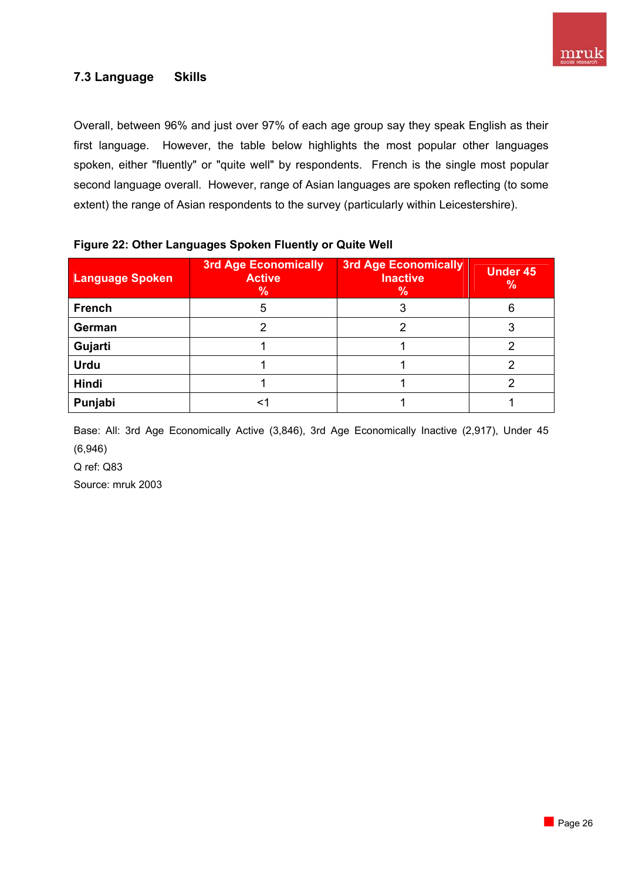### 7.3 Language Skills

Overall, between 96% and just over 97% of each age group say they speak English as their first language. However, the table below highlights the most popular other languages spoken, either "fluently" or "quite well" by respondents. French is the single most popular second language overall. However, range of Asian languages are spoken reflecting (to some extent) the range of Asian respondents to the survey (particularly within Leicestershire).

**Figure 22: Other Languages Spoken Fluently or Quite Well**

| Language Spoken | 3rd Age Economically Active % | 3rd Age Economically Inactive % | Under 45 % |
|---|---|---|---|
| **French** | 5 | 3 | 6 |
| **German** | 2 | 2 | 3 |
| **Gujarti** | 1 | 1 | 2 |
| **Urdu** | 1 | 1 | 2 |
| **Hindi** | 1 | 1 | 2 |
| **Punjabi** | <1 | 1 | 1 |

Base: All: 3rd Age Economically Active (3,846), 3rd Age Economically Inactive (2,917), Under 45 (6,946)

Q ref: Q83

Source: mruk 2003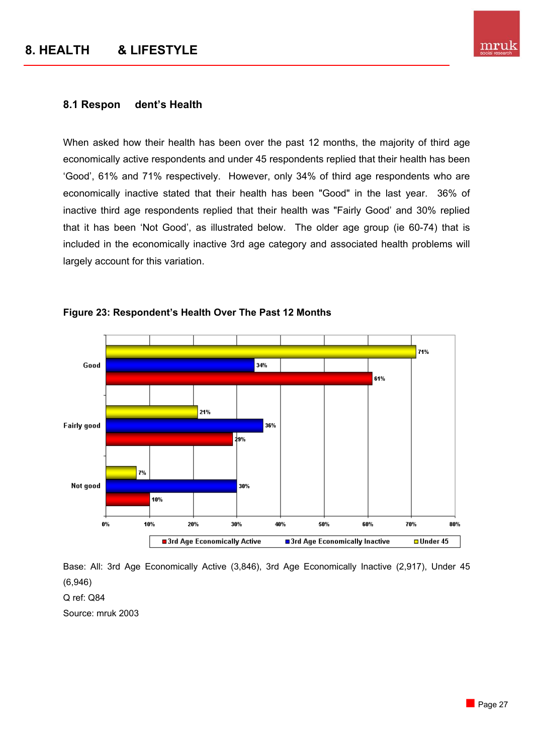## 8. HEALTH & LIFESTYLE

### 8.1 Respondent's Health

When asked how their health has been over the past 12 months, the majority of third age economically active respondents and under 45 respondents replied that their health has been 'Good', 61% and 71% respectively. However, only 34% of third age respondents who are economically inactive stated that their health has been "Good" in the last year. 36% of inactive third age respondents replied that their health was "Fairly Good' and 30% replied that it has been 'Not Good', as illustrated below. The older age group (ie 60-74) that is included in the economically inactive 3rd age category and associated health problems will largely account for this variation.

**Figure 23: Respondent's Health Over The Past 12 Months**

| | 3rd Age Economically Active | 3rd Age Economically Inactive | Under 45 |
|---|---|---|---|
| Good | 61% | 34% | 71% |
| Fairly good | 29% | 36% | 21% |
| Not good | 10% | 30% | 7% |

Base: All: 3rd Age Economically Active (3,846), 3rd Age Economically Inactive (2,917), Under 45 (6,946)

Q ref: Q84

Source: mruk 2003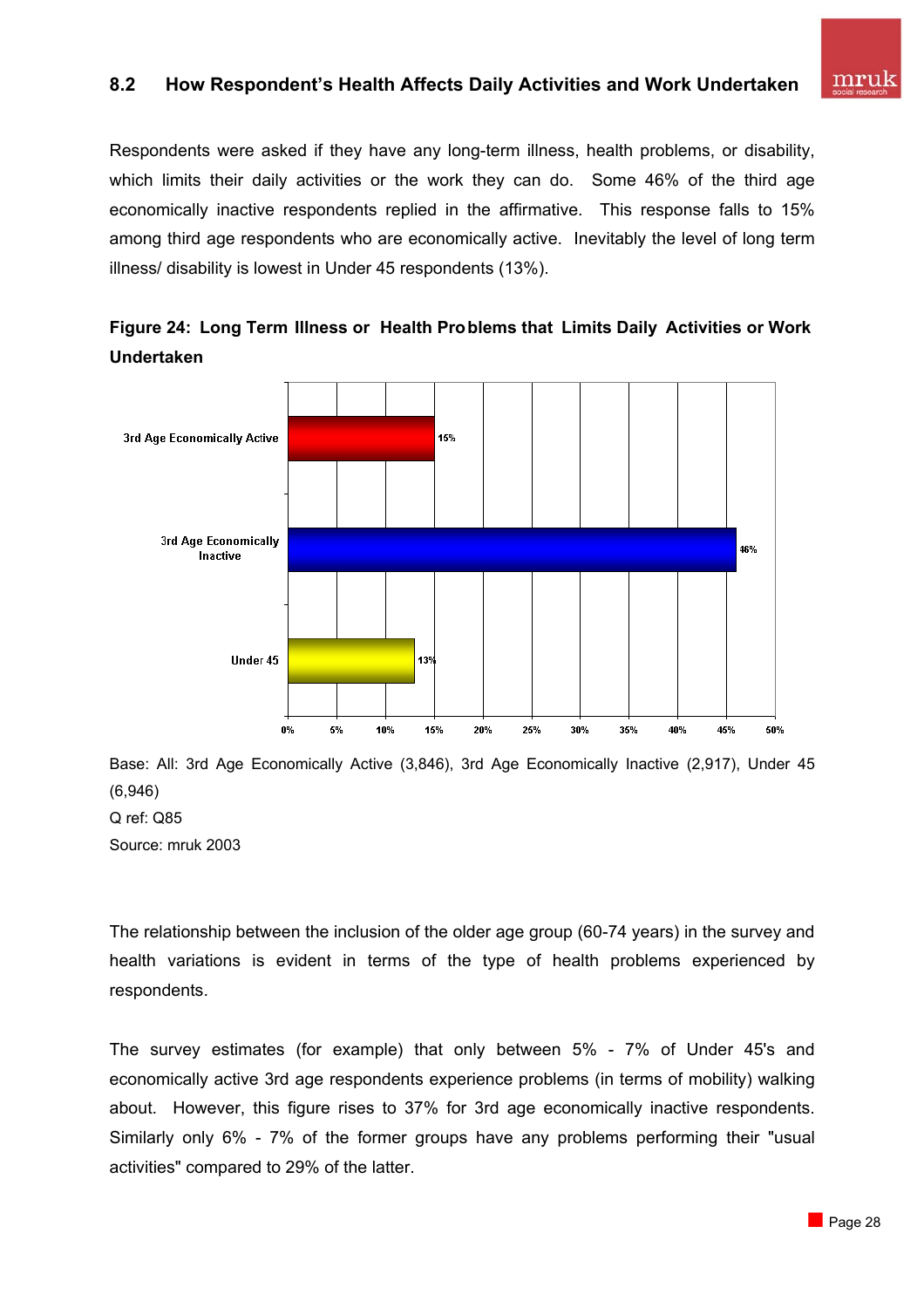## 8.2 How Respondent's Health Affects Daily Activities and Work Undertaken

Respondents were asked if they have any long-term illness, health problems, or disability, which limits their daily activities or the work they can do. Some 46% of the third age economically inactive respondents replied in the affirmative. This response falls to 15% among third age respondents who are economically active. Inevitably the level of long term illness/ disability is lowest in Under 45 respondents (13%).

**Figure 24: Long Term Illness or Health Problems that Limits Daily Activities or Work Undertaken**

| Group | % |
|---|---|
| 3rd Age Economically Active | 15% |
| 3rd Age Economically Inactive | 46% |
| Under 45 | 13% |

Base: All: 3rd Age Economically Active (3,846), 3rd Age Economically Inactive (2,917), Under 45 (6,946)

Q ref: Q85

Source: mruk 2003

The relationship between the inclusion of the older age group (60-74 years) in the survey and health variations is evident in terms of the type of health problems experienced by respondents.

The survey estimates (for example) that only between 5% - 7% of Under 45's and economically active 3rd age respondents experience problems (in terms of mobility) walking about. However, this figure rises to 37% for 3rd age economically inactive respondents. Similarly only 6% - 7% of the former groups have any problems performing their "usual activities" compared to 29% of the latter.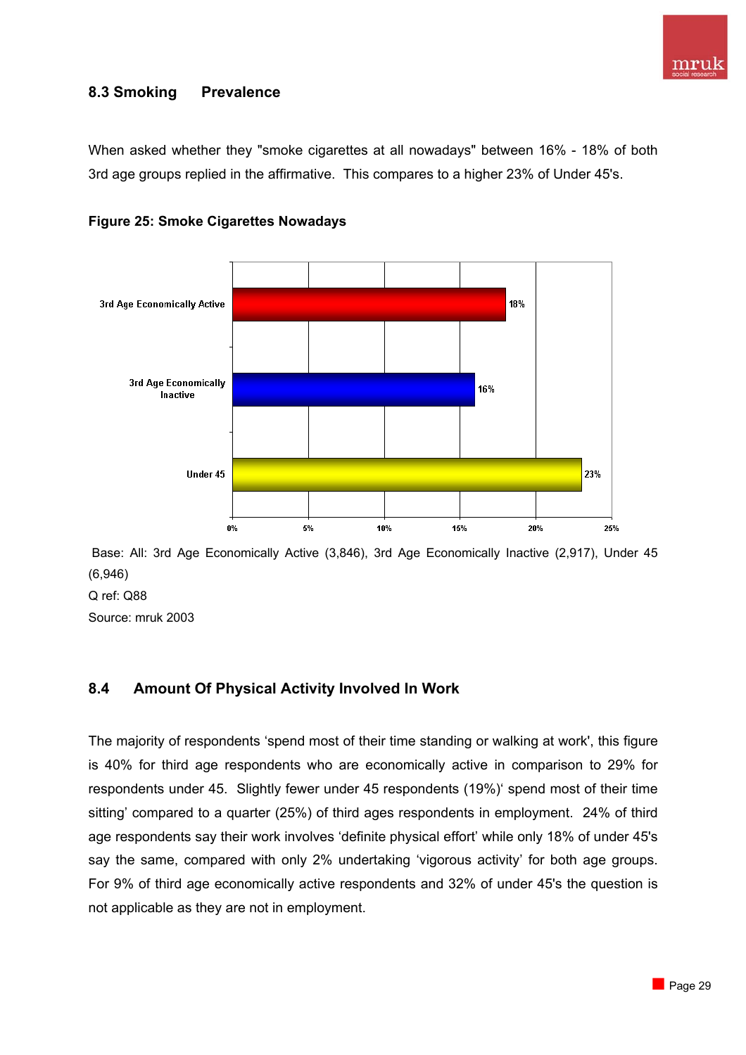## 8.3 Smoking Prevalence

When asked whether they "smoke cigarettes at all nowadays" between 16% - 18% of both 3rd age groups replied in the affirmative. This compares to a higher 23% of Under 45's.

**Figure 25: Smoke Cigarettes Nowadays**

| Group | % |
|---|---|
| 3rd Age Economically Active | 18% |
| 3rd Age Economically Inactive | 16% |
| Under 45 | 23% |

Base: All: 3rd Age Economically Active (3,846), 3rd Age Economically Inactive (2,917), Under 45 (6,946)

Q ref: Q88

Source: mruk 2003

## 8.4 Amount Of Physical Activity Involved In Work

The majority of respondents 'spend most of their time standing or walking at work', this figure is 40% for third age respondents who are economically active in comparison to 29% for respondents under 45. Slightly fewer under 45 respondents (19%)' spend most of their time sitting' compared to a quarter (25%) of third ages respondents in employment. 24% of third age respondents say their work involves 'definite physical effort' while only 18% of under 45's say the same, compared with only 2% undertaking 'vigorous activity' for both age groups. For 9% of third age economically active respondents and 32% of under 45's the question is not applicable as they are not in employment.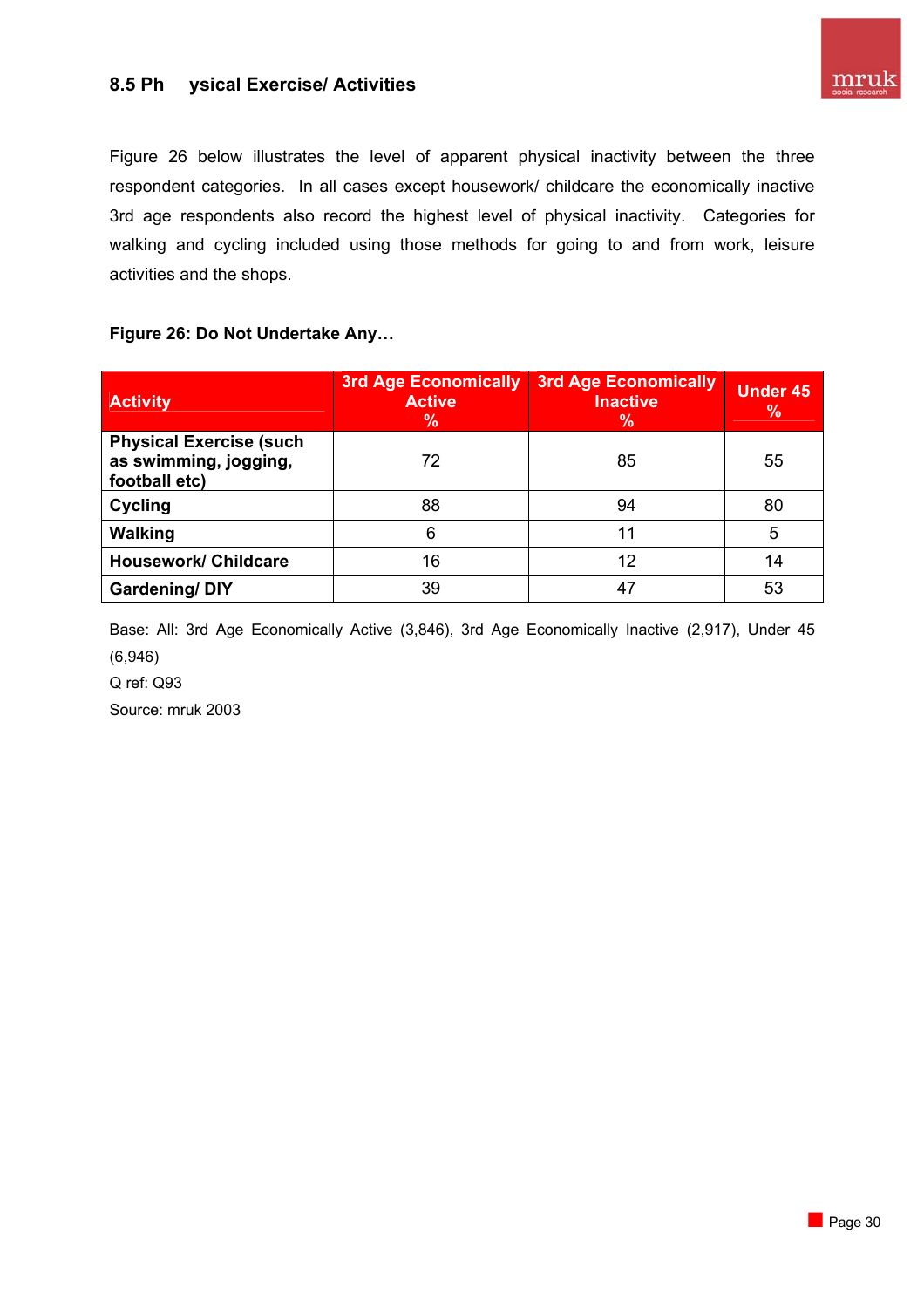## 8.5 Ph ysical Exercise/ Activities

Figure 26 below illustrates the level of apparent physical inactivity between the three respondent categories. In all cases except housework/ childcare the economically inactive 3rd age respondents also record the highest level of physical inactivity. Categories for walking and cycling included using those methods for going to and from work, leisure activities and the shops.

**Figure 26: Do Not Undertake Any…**

| Activity | 3rd Age Economically Active % | 3rd Age Economically Inactive % | Under 45 % |
|---|---|---|---|
| **Physical Exercise (such as swimming, jogging, football etc)** | 72 | 85 | 55 |
| **Cycling** | 88 | 94 | 80 |
| **Walking** | 6 | 11 | 5 |
| **Housework/ Childcare** | 16 | 12 | 14 |
| **Gardening/ DIY** | 39 | 47 | 53 |

Base: All: 3rd Age Economically Active (3,846), 3rd Age Economically Inactive (2,917), Under 45 (6,946)

Q ref: Q93

Source: mruk 2003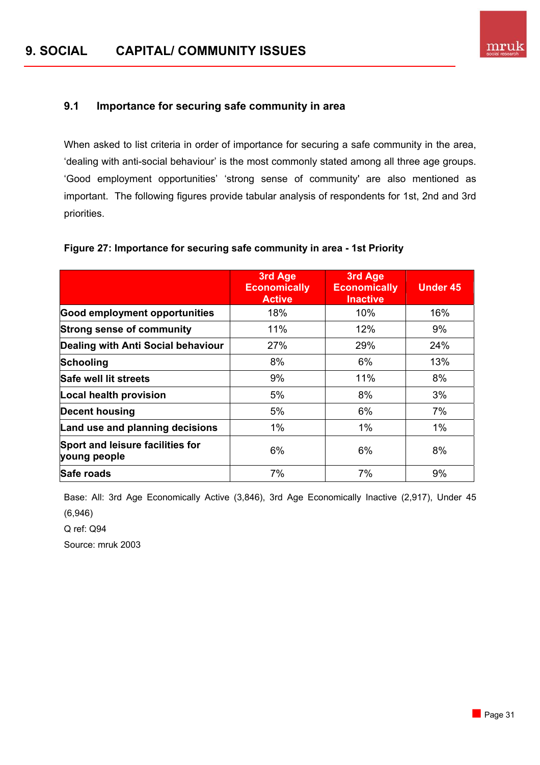# 9. SOCIAL CAPITAL/ COMMUNITY ISSUES

## 9.1 Importance for securing safe community in area

When asked to list criteria in order of importance for securing a safe community in the area, 'dealing with anti-social behaviour' is the most commonly stated among all three age groups. 'Good employment opportunities' 'strong sense of community' are also mentioned as important. The following figures provide tabular analysis of respondents for 1st, 2nd and 3rd priorities.

**Figure 27: Importance for securing safe community in area - 1st Priority**

| | 3rd Age Economically Active | 3rd Age Economically Inactive | Under 45 |
|---|---|---|---|
| **Good employment opportunities** | 18% | 10% | 16% |
| **Strong sense of community** | 11% | 12% | 9% |
| **Dealing with Anti Social behaviour** | 27% | 29% | 24% |
| **Schooling** | 8% | 6% | 13% |
| **Safe well lit streets** | 9% | 11% | 8% |
| **Local health provision** | 5% | 8% | 3% |
| **Decent housing** | 5% | 6% | 7% |
| **Land use and planning decisions** | 1% | 1% | 1% |
| **Sport and leisure facilities for young people** | 6% | 6% | 8% |
| **Safe roads** | 7% | 7% | 9% |

Base: All: 3rd Age Economically Active (3,846), 3rd Age Economically Inactive (2,917), Under 45 (6,946)

Q ref: Q94

Source: mruk 2003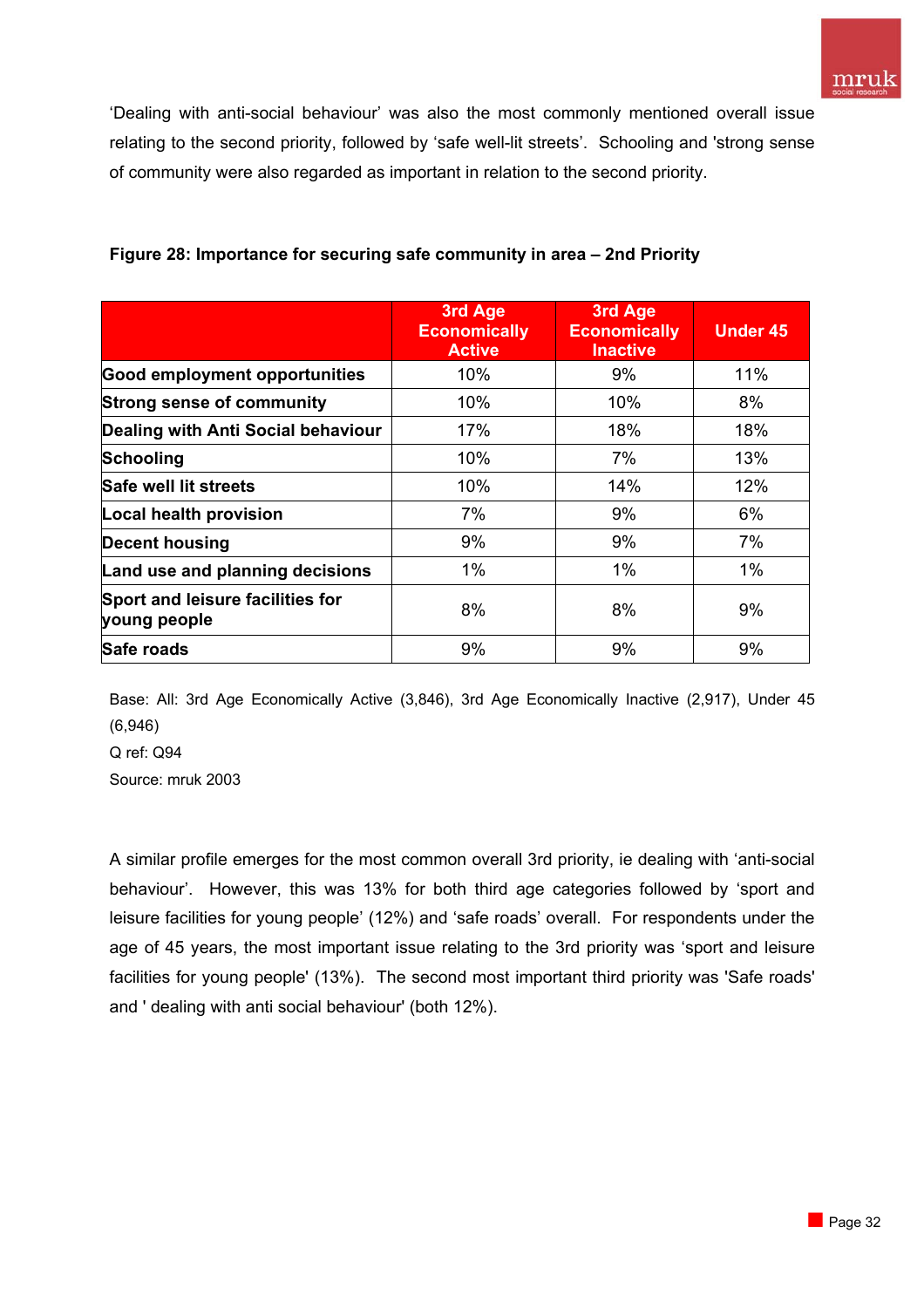'Dealing with anti-social behaviour' was also the most commonly mentioned overall issue relating to the second priority, followed by 'safe well-lit streets'. Schooling and 'strong sense of community were also regarded as important in relation to the second priority.

**Figure 28: Importance for securing safe community in area – 2nd Priority**

| | 3rd Age Economically Active | 3rd Age Economically Inactive | Under 45 |
|---|---|---|---|
| **Good employment opportunities** | 10% | 9% | 11% |
| **Strong sense of community** | 10% | 10% | 8% |
| **Dealing with Anti Social behaviour** | 17% | 18% | 18% |
| **Schooling** | 10% | 7% | 13% |
| **Safe well lit streets** | 10% | 14% | 12% |
| **Local health provision** | 7% | 9% | 6% |
| **Decent housing** | 9% | 9% | 7% |
| **Land use and planning decisions** | 1% | 1% | 1% |
| **Sport and leisure facilities for young people** | 8% | 8% | 9% |
| **Safe roads** | 9% | 9% | 9% |

Base: All: 3rd Age Economically Active (3,846), 3rd Age Economically Inactive (2,917), Under 45 (6,946)

Q ref: Q94

Source: mruk 2003

A similar profile emerges for the most common overall 3rd priority, ie dealing with 'anti-social behaviour'. However, this was 13% for both third age categories followed by 'sport and leisure facilities for young people' (12%) and 'safe roads' overall. For respondents under the age of 45 years, the most important issue relating to the 3rd priority was 'sport and leisure facilities for young people' (13%). The second most important third priority was 'Safe roads' and ' dealing with anti social behaviour' (both 12%).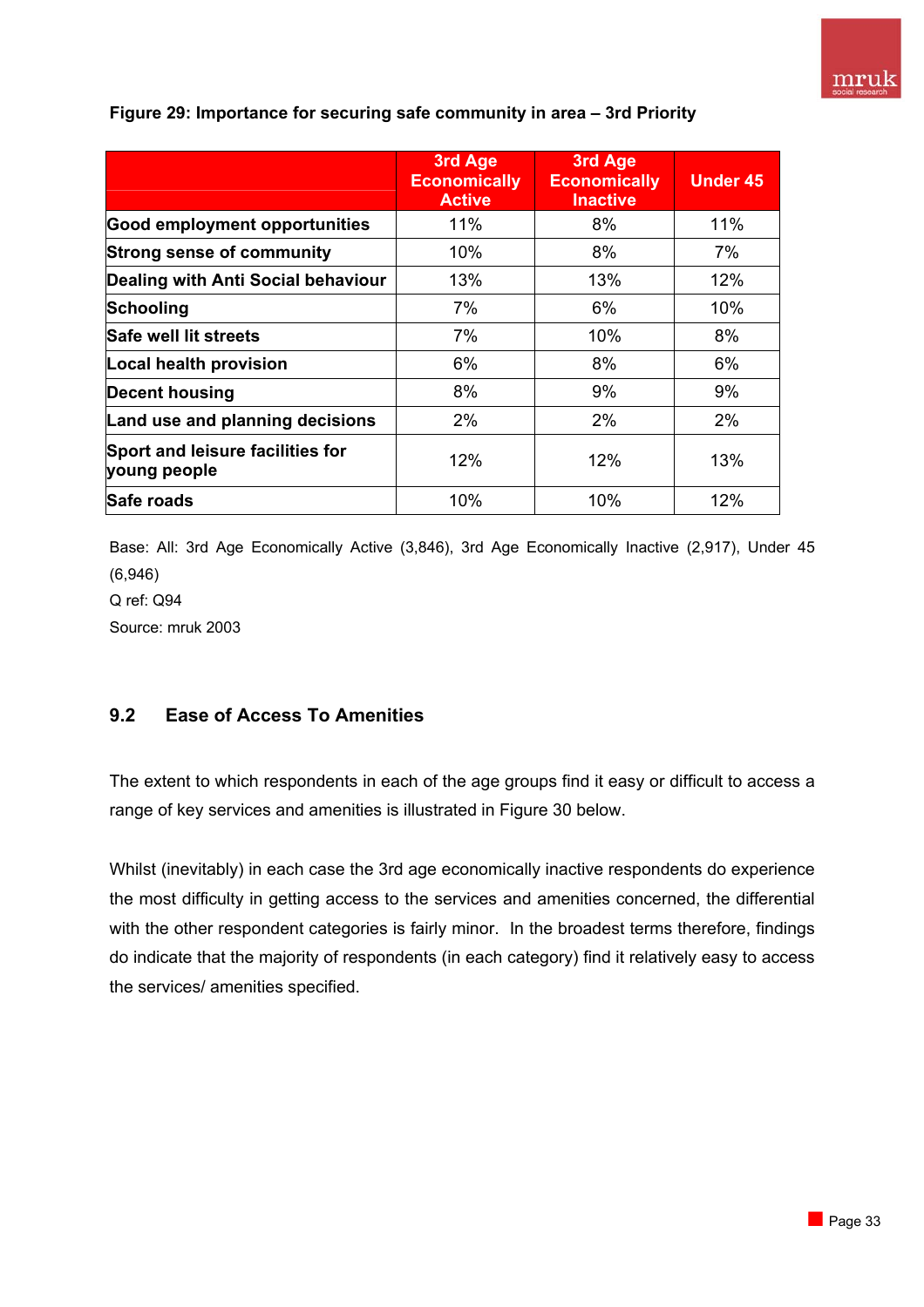**Figure 29: Importance for securing safe community in area – 3rd Priority**

| | 3rd Age Economically Active | 3rd Age Economically Inactive | Under 45 |
|---|---|---|---|
| Good employment opportunities | 11% | 8% | 11% |
| Strong sense of community | 10% | 8% | 7% |
| Dealing with Anti Social behaviour | 13% | 13% | 12% |
| Schooling | 7% | 6% | 10% |
| Safe well lit streets | 7% | 10% | 8% |
| Local health provision | 6% | 8% | 6% |
| Decent housing | 8% | 9% | 9% |
| Land use and planning decisions | 2% | 2% | 2% |
| Sport and leisure facilities for young people | 12% | 12% | 13% |
| Safe roads | 10% | 10% | 12% |

Base: All: 3rd Age Economically Active (3,846), 3rd Age Economically Inactive (2,917), Under 45 (6,946)

Q ref: Q94

Source: mruk 2003

## 9.2 Ease of Access To Amenities

The extent to which respondents in each of the age groups find it easy or difficult to access a range of key services and amenities is illustrated in Figure 30 below.

Whilst (inevitably) in each case the 3rd age economically inactive respondents do experience the most difficulty in getting access to the services and amenities concerned, the differential with the other respondent categories is fairly minor. In the broadest terms therefore, findings do indicate that the majority of respondents (in each category) find it relatively easy to access the services/ amenities specified.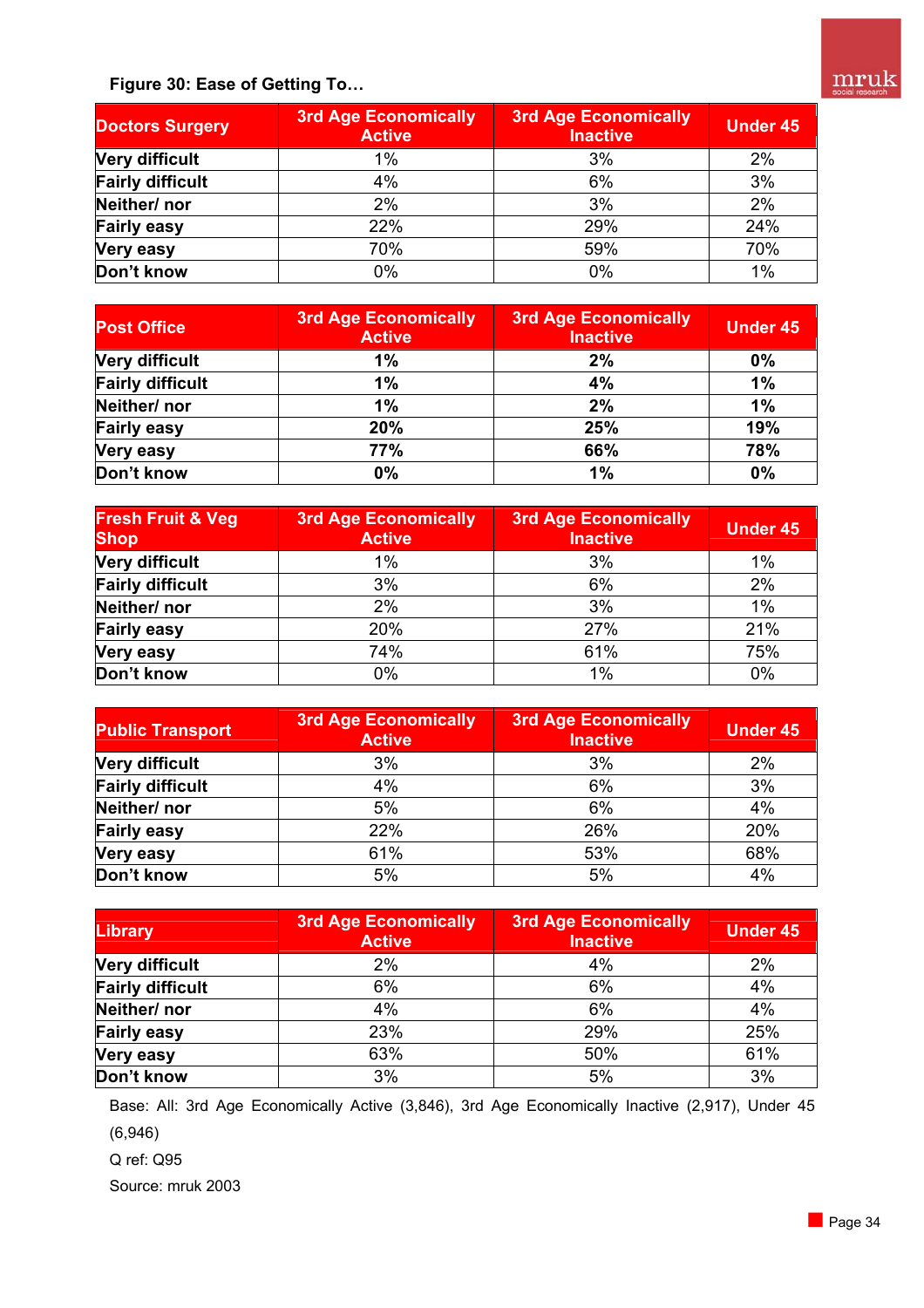**Figure 30: Ease of Getting To…**

| Doctors Surgery | 3rd Age Economically Active | 3rd Age Economically Inactive | Under 45 |
|---|---|---|---|
| Very difficult | 1% | 3% | 2% |
| Fairly difficult | 4% | 6% | 3% |
| Neither/ nor | 2% | 3% | 2% |
| Fairly easy | 22% | 29% | 24% |
| Very easy | 70% | 59% | 70% |
| Don't know | 0% | 0% | 1% |

| Post Office | 3rd Age Economically Active | 3rd Age Economically Inactive | Under 45 |
|---|---|---|---|
| Very difficult | **1%** | **2%** | **0%** |
| Fairly difficult | **1%** | **4%** | **1%** |
| Neither/ nor | **1%** | **2%** | **1%** |
| Fairly easy | **20%** | **25%** | **19%** |
| Very easy | **77%** | **66%** | **78%** |
| Don't know | **0%** | **1%** | **0%** |

| Fresh Fruit & Veg Shop | 3rd Age Economically Active | 3rd Age Economically Inactive | Under 45 |
|---|---|---|---|
| Very difficult | 1% | 3% | 1% |
| Fairly difficult | 3% | 6% | 2% |
| Neither/ nor | 2% | 3% | 1% |
| Fairly easy | 20% | 27% | 21% |
| Very easy | 74% | 61% | 75% |
| Don't know | 0% | 1% | 0% |

| Public Transport | 3rd Age Economically Active | 3rd Age Economically Inactive | Under 45 |
|---|---|---|---|
| Very difficult | 3% | 3% | 2% |
| Fairly difficult | 4% | 6% | 3% |
| Neither/ nor | 5% | 6% | 4% |
| Fairly easy | 22% | 26% | 20% |
| Very easy | 61% | 53% | 68% |
| Don't know | 5% | 5% | 4% |

| Library | 3rd Age Economically Active | 3rd Age Economically Inactive | Under 45 |
|---|---|---|---|
| Very difficult | 2% | 4% | 2% |
| Fairly difficult | 6% | 6% | 4% |
| Neither/ nor | 4% | 6% | 4% |
| Fairly easy | 23% | 29% | 25% |
| Very easy | 63% | 50% | 61% |
| Don't know | 3% | 5% | 3% |

Base: All: 3rd Age Economically Active (3,846), 3rd Age Economically Inactive (2,917), Under 45 (6,946)

Q ref: Q95

Source: mruk 2003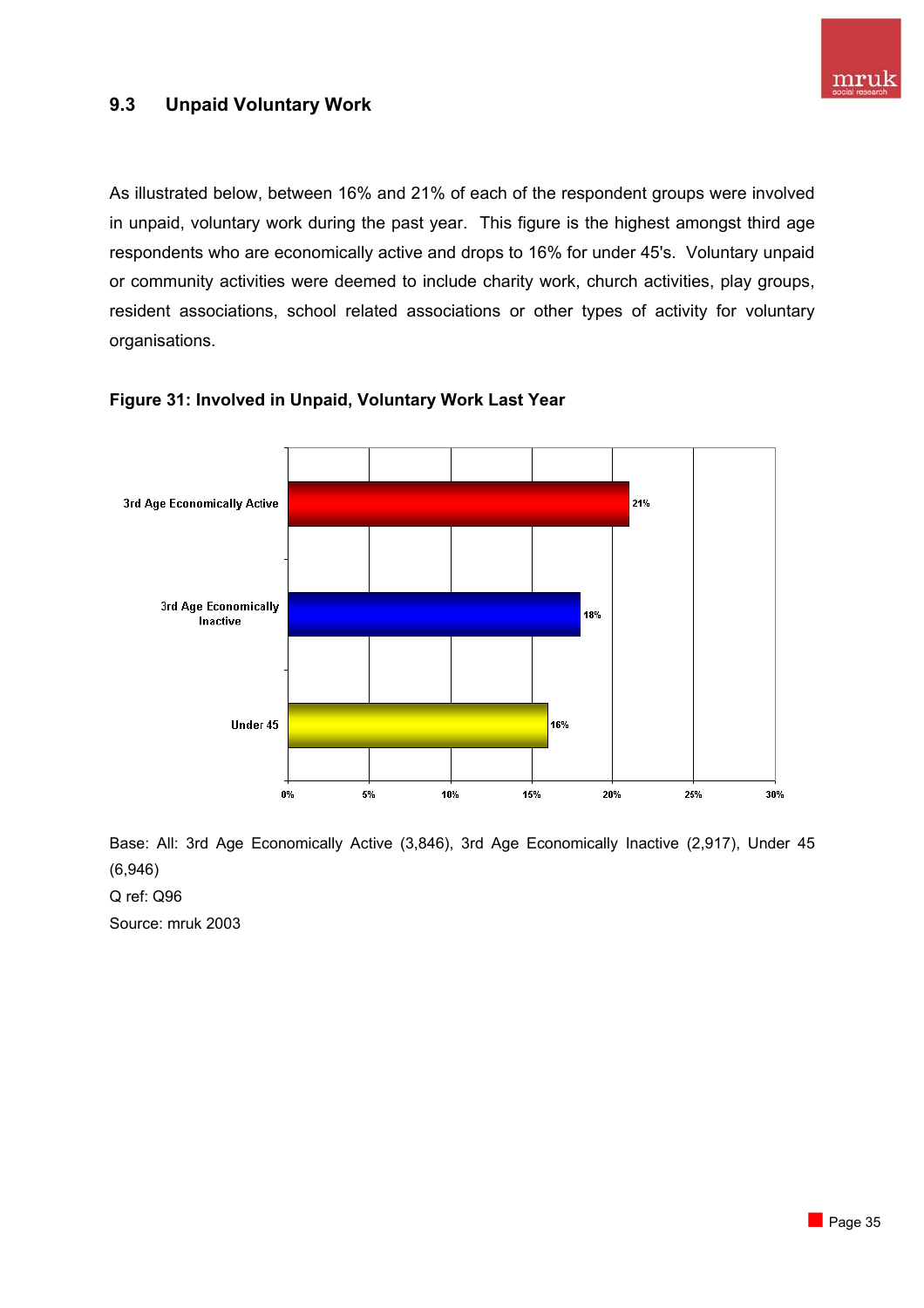## 9.3 Unpaid Voluntary Work

As illustrated below, between 16% and 21% of each of the respondent groups were involved in unpaid, voluntary work during the past year. This figure is the highest amongst third age respondents who are economically active and drops to 16% for under 45's. Voluntary unpaid or community activities were deemed to include charity work, church activities, play groups, resident associations, school related associations or other types of activity for voluntary organisations.

**Figure 31: Involved in Unpaid, Voluntary Work Last Year**

| Group | % |
|---|---|
| 3rd Age Economically Active | 21% |
| 3rd Age Economically Inactive | 18% |
| Under 45 | 16% |

Base: All: 3rd Age Economically Active (3,846), 3rd Age Economically Inactive (2,917), Under 45 (6,946)

Q ref: Q96

Source: mruk 2003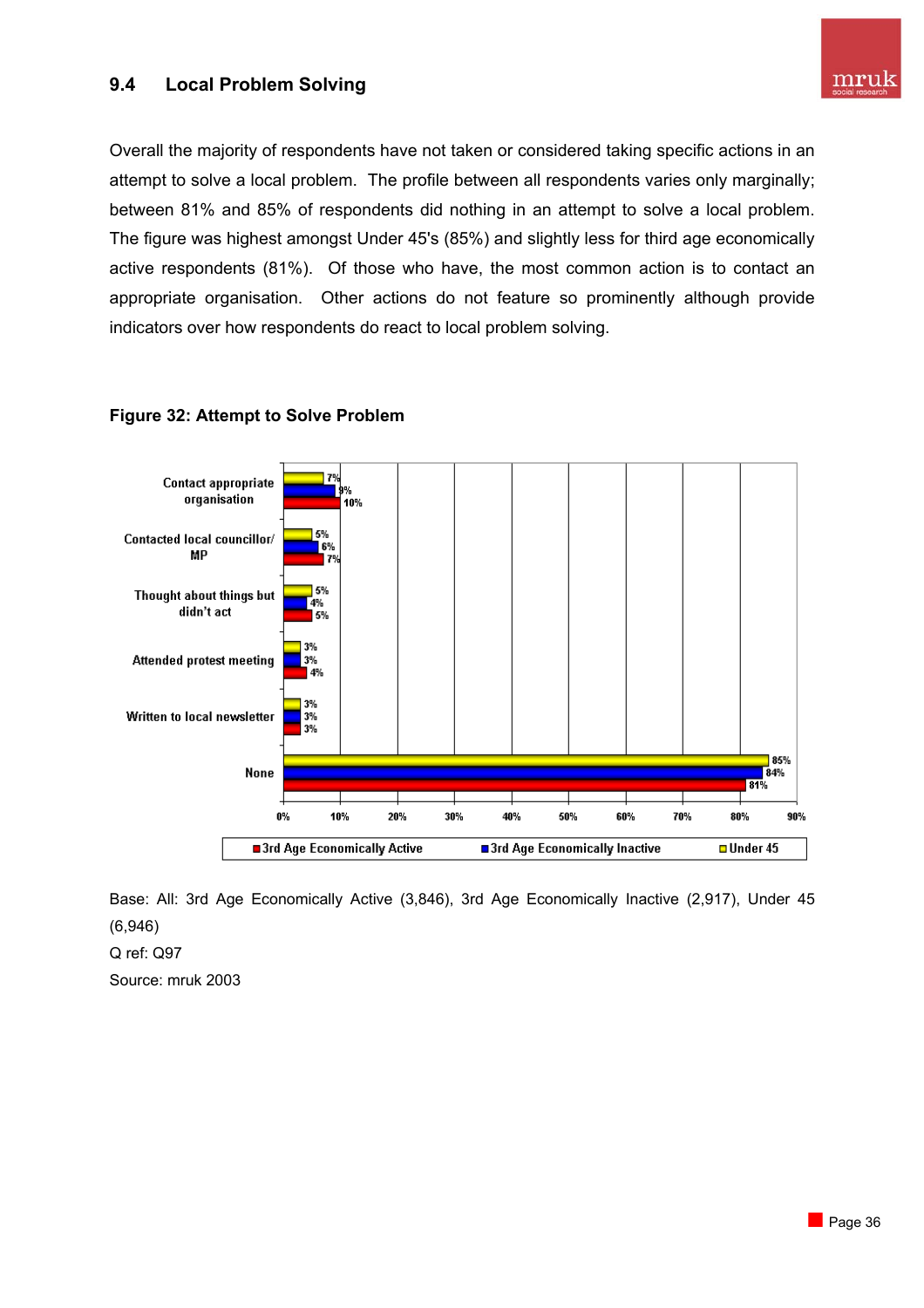## 9.4 Local Problem Solving

Overall the majority of respondents have not taken or considered taking specific actions in an attempt to solve a local problem. The profile between all respondents varies only marginally; between 81% and 85% of respondents did nothing in an attempt to solve a local problem. The figure was highest amongst Under 45's (85%) and slightly less for third age economically active respondents (81%). Of those who have, the most common action is to contact an appropriate organisation. Other actions do not feature so prominently although provide indicators over how respondents do react to local problem solving.

**Figure 32: Attempt to Solve Problem**

| | 3rd Age Economically Active | 3rd Age Economically Inactive | Under 45 |
|---|---|---|---|
| Contact appropriate organisation | 10% | 9% | 7% |
| Contacted local councillor/ MP | 7% | 6% | 5% |
| Thought about things but didn't act | 5% | 4% | 5% |
| Attended protest meeting | 4% | 3% | 3% |
| Written to local newsletter | 3% | 3% | 3% |
| None | 81% | 84% | 85% |

Base: All: 3rd Age Economically Active (3,846), 3rd Age Economically Inactive (2,917), Under 45 (6,946)

Q ref: Q97

Source: mruk 2003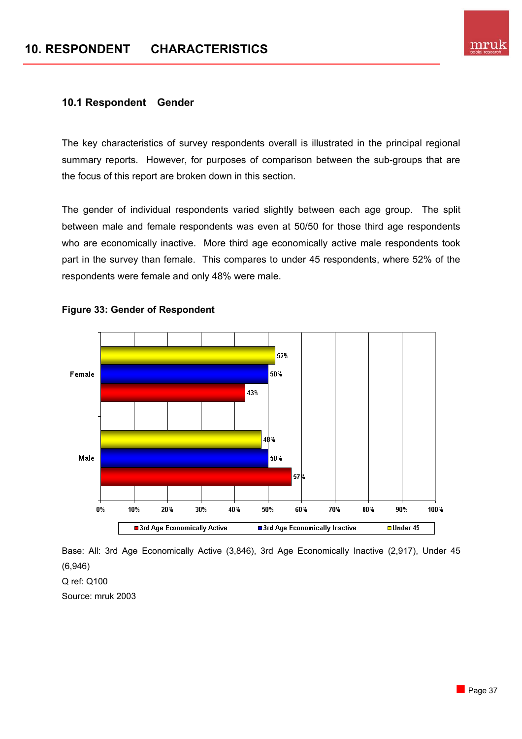# 10. RESPONDENT CHARACTERISTICS

## 10.1 Respondent Gender

The key characteristics of survey respondents overall is illustrated in the principal regional summary reports. However, for purposes of comparison between the sub-groups that are the focus of this report are broken down in this section.

The gender of individual respondents varied slightly between each age group. The split between male and female respondents was even at 50/50 for those third age respondents who are economically inactive. More third age economically active male respondents took part in the survey than female. This compares to under 45 respondents, where 52% of the respondents were female and only 48% were male.

**Figure 33: Gender of Respondent**

| | 3rd Age Economically Active | 3rd Age Economically Inactive | Under 45 |
|---|---|---|---|
| Female | 43% | 50% | 52% |
| Male | 57% | 50% | 48% |

Base: All: 3rd Age Economically Active (3,846), 3rd Age Economically Inactive (2,917), Under 45 (6,946)

Q ref: Q100

Source: mruk 2003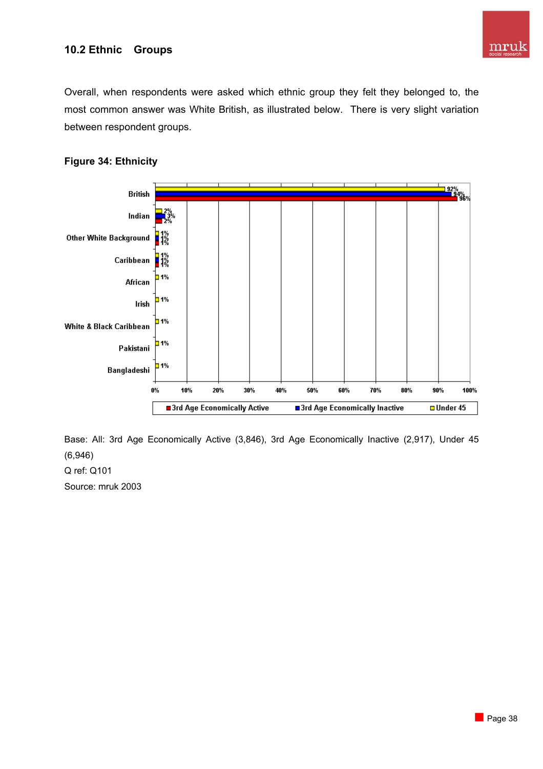## 10.2 Ethnic Groups

Overall, when respondents were asked which ethnic group they felt they belonged to, the most common answer was White British, as illustrated below. There is very slight variation between respondent groups.

**Figure 34: Ethnicity**

| | 3rd Age Economically Active | 3rd Age Economically Inactive | Under 45 |
|---|---|---|---|
| British | 96% | 94% | 92% |
| Indian | 2% | 3% | 2% |
| Other White Background | 1% | 1% | 1% |
| Caribbean | 1% | 1% | 1% |
| African | | | 1% |
| Irish | | | 1% |
| White & Black Caribbean | | | 1% |
| Pakistani | | | 1% |
| Bangladeshi | | | 1% |

Base: All: 3rd Age Economically Active (3,846), 3rd Age Economically Inactive (2,917), Under 45 (6,946)

Q ref: Q101

Source: mruk 2003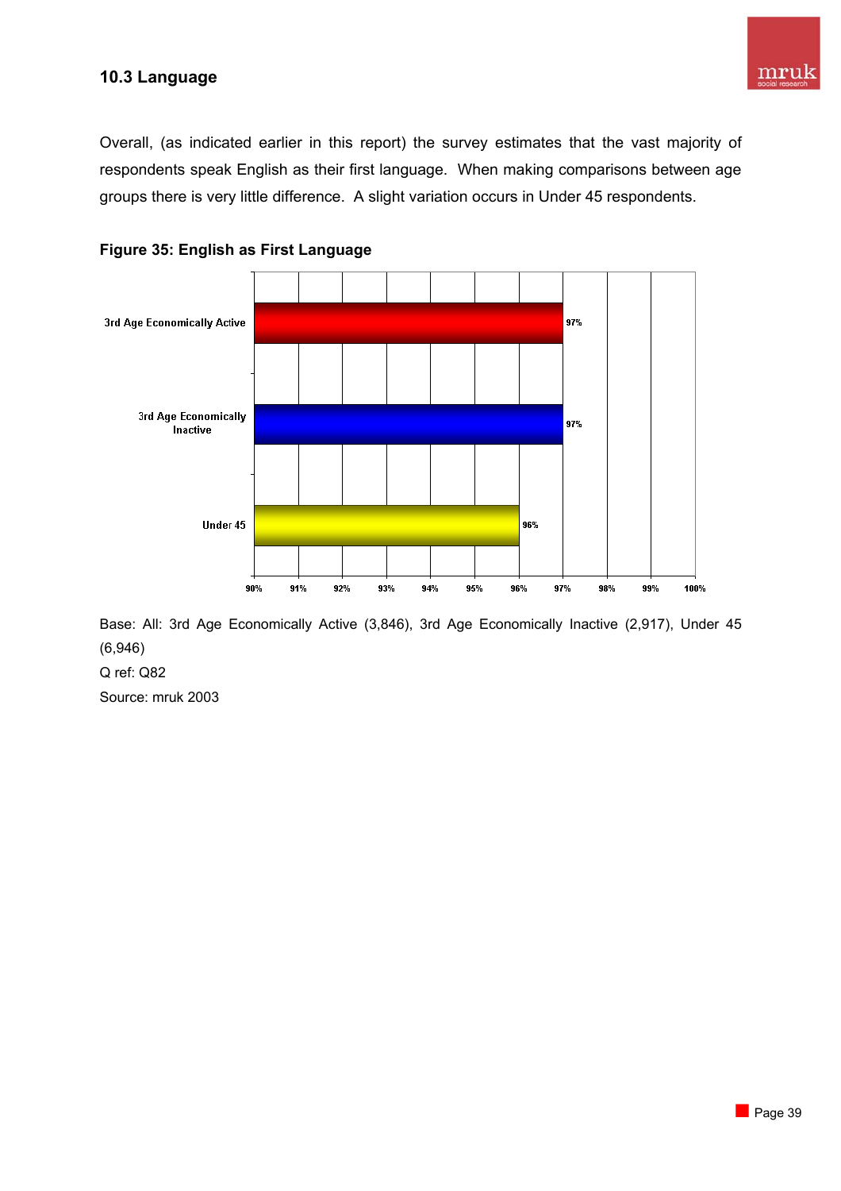## 10.3 Language

Overall, (as indicated earlier in this report) the survey estimates that the vast majority of respondents speak English as their first language. When making comparisons between age groups there is very little difference. A slight variation occurs in Under 45 respondents.

**Figure 35: English as First Language**

| Group | English as First Language |
|---|---|
| 3rd Age Economically Active | 97% |
| 3rd Age Economically Inactive | 97% |
| Under 45 | 96% |

Base: All: 3rd Age Economically Active (3,846), 3rd Age Economically Inactive (2,917), Under 45 (6,946)

Q ref: Q82

Source: mruk 2003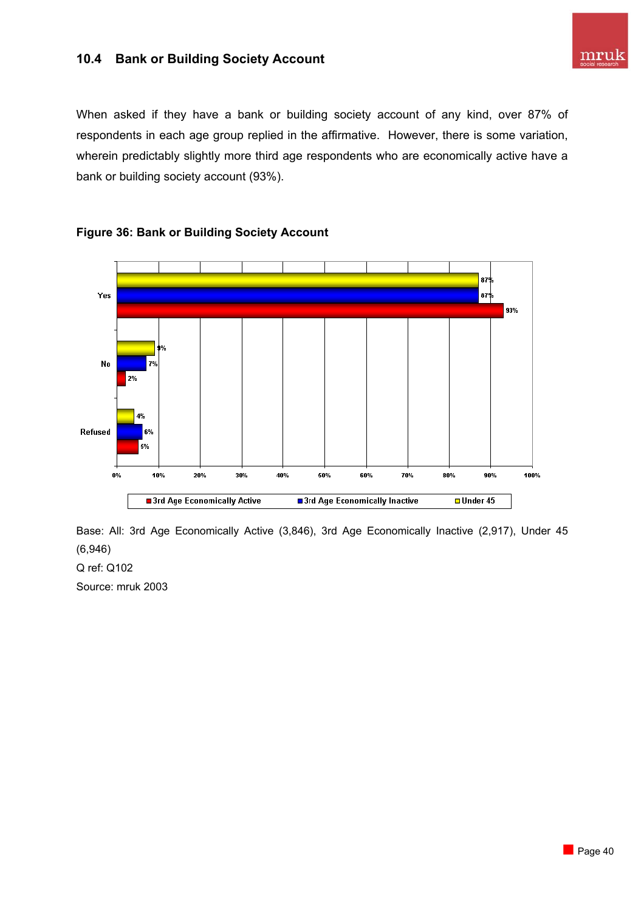## 10.4 Bank or Building Society Account

When asked if they have a bank or building society account of any kind, over 87% of respondents in each age group replied in the affirmative. However, there is some variation, wherein predictably slightly more third age respondents who are economically active have a bank or building society account (93%).

**Figure 36: Bank or Building Society Account**

| | 3rd Age Economically Active | 3rd Age Economically Inactive | Under 45 |
|---|---|---|---|
| Yes | 93% | 87% | 87% |
| No | 2% | 7% | 9% |
| Refused | 5% | 6% | 4% |

Base: All: 3rd Age Economically Active (3,846), 3rd Age Economically Inactive (2,917), Under 45 (6,946)

Q ref: Q102

Source: mruk 2003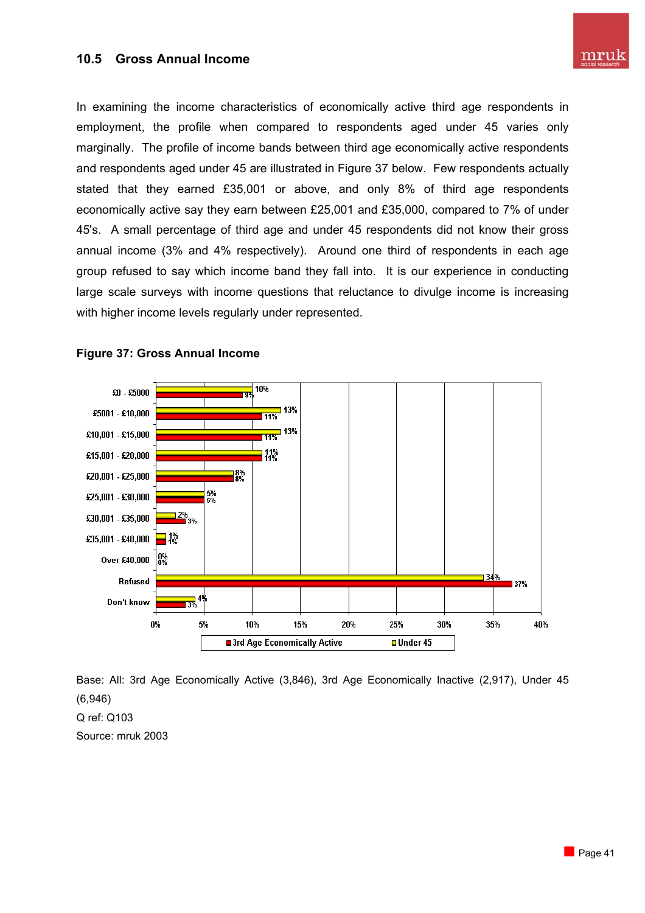## 10.5 Gross Annual Income

In examining the income characteristics of economically active third age respondents in employment, the profile when compared to respondents aged under 45 varies only marginally. The profile of income bands between third age economically active respondents and respondents aged under 45 are illustrated in Figure 37 below. Few respondents actually stated that they earned £35,001 or above, and only 8% of third age respondents economically active say they earn between £25,001 and £35,000, compared to 7% of under 45's. A small percentage of third age and under 45 respondents did not know their gross annual income (3% and 4% respectively). Around one third of respondents in each age group refused to say which income band they fall into. It is our experience in conducting large scale surveys with income questions that reluctance to divulge income is increasing with higher income levels regularly under represented.

**Figure 37: Gross Annual Income**

| Income band | 3rd Age Economically Active | Under 45 |
|---|---|---|
| £0 - £5000 | 9% | 10% |
| £5001 - £10,000 | 11% | 13% |
| £10,001 - £15,000 | 11% | 13% |
| £15,001 - £20,000 | 11% | 11% |
| £20,001 - £25,000 | 8% | 8% |
| £25,001 - £30,000 | 5% | 5% |
| £30,001 - £35,000 | 3% | 2% |
| £35,001 - £40,000 | 1% | 1% |
| Over £40,000 | 0% | 0% |
| Refused | 37% | 34% |
| Don't know | 3% | 4% |

Base: All: 3rd Age Economically Active (3,846), 3rd Age Economically Inactive (2,917), Under 45 (6,946)

Q ref: Q103

Source: mruk 2003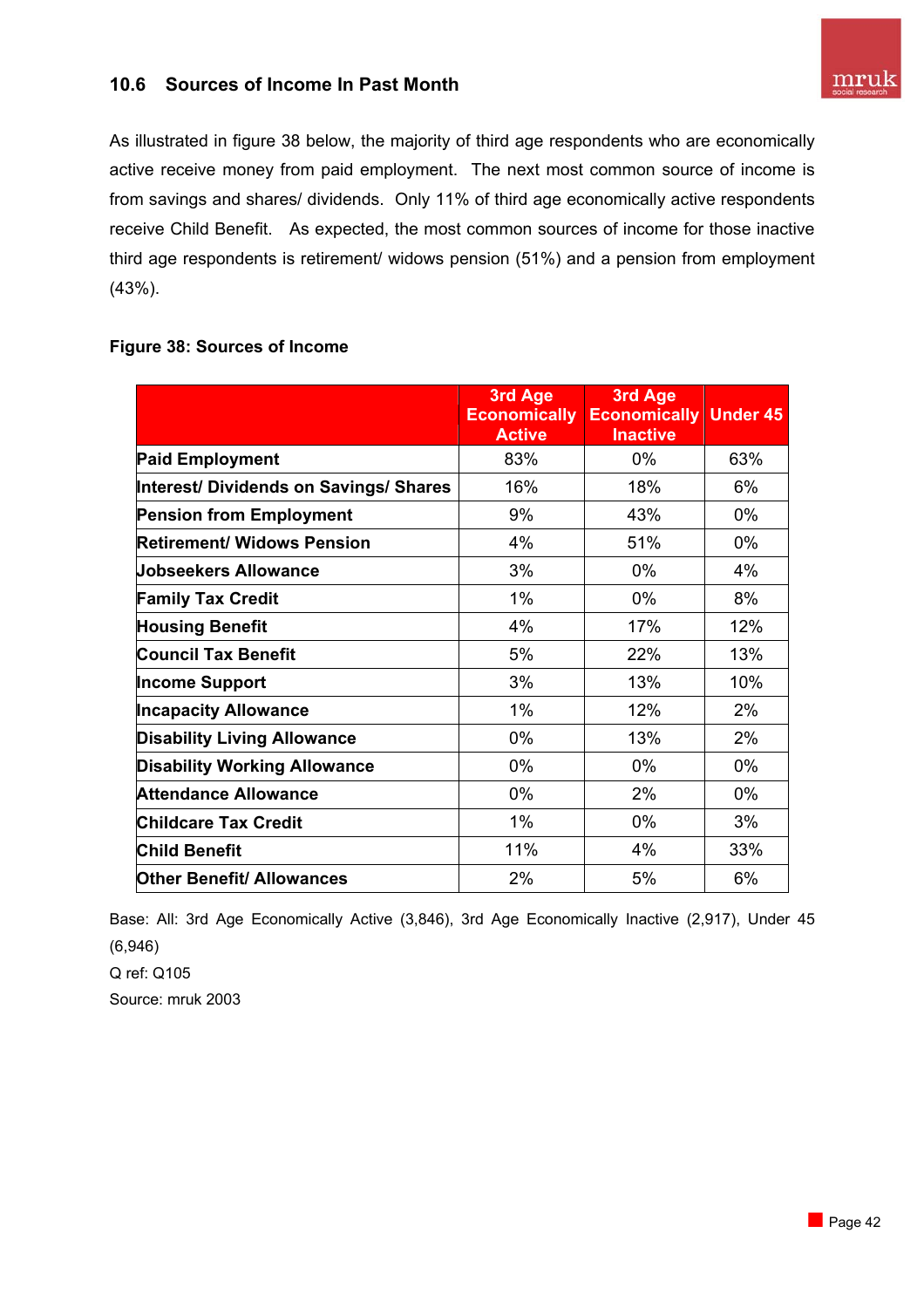## 10.6 Sources of Income In Past Month

As illustrated in figure 38 below, the majority of third age respondents who are economically active receive money from paid employment. The next most common source of income is from savings and shares/ dividends. Only 11% of third age economically active respondents receive Child Benefit. As expected, the most common sources of income for those inactive third age respondents is retirement/ widows pension (51%) and a pension from employment (43%).

**Figure 38: Sources of Income**

| | 3rd Age Economically Active | 3rd Age Economically Inactive | Under 45 |
|---|---|---|---|
| **Paid Employment** | 83% | 0% | 63% |
| **Interest/ Dividends on Savings/ Shares** | 16% | 18% | 6% |
| **Pension from Employment** | 9% | 43% | 0% |
| **Retirement/ Widows Pension** | 4% | 51% | 0% |
| **Jobseekers Allowance** | 3% | 0% | 4% |
| **Family Tax Credit** | 1% | 0% | 8% |
| **Housing Benefit** | 4% | 17% | 12% |
| **Council Tax Benefit** | 5% | 22% | 13% |
| **Income Support** | 3% | 13% | 10% |
| **Incapacity Allowance** | 1% | 12% | 2% |
| **Disability Living Allowance** | 0% | 13% | 2% |
| **Disability Working Allowance** | 0% | 0% | 0% |
| **Attendance Allowance** | 0% | 2% | 0% |
| **Childcare Tax Credit** | 1% | 0% | 3% |
| **Child Benefit** | 11% | 4% | 33% |
| **Other Benefit/ Allowances** | 2% | 5% | 6% |

Base: All: 3rd Age Economically Active (3,846), 3rd Age Economically Inactive (2,917), Under 45 (6,946)

Q ref: Q105

Source: mruk 2003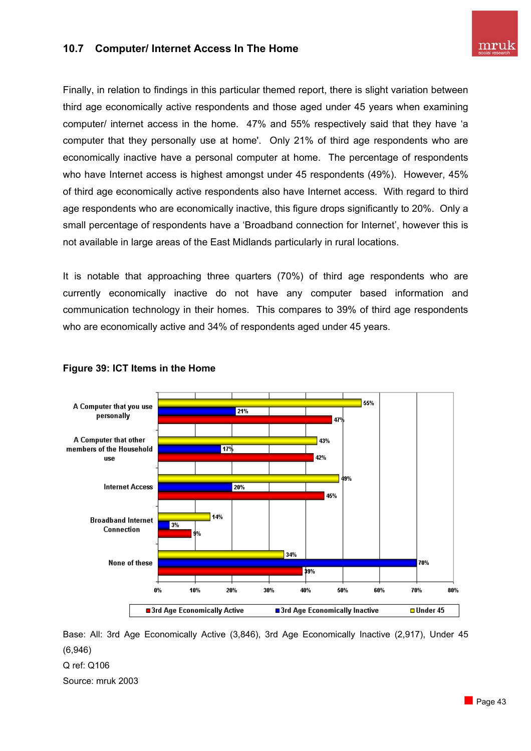## 10.7 Computer/ Internet Access In The Home

Finally, in relation to findings in this particular themed report, there is slight variation between third age economically active respondents and those aged under 45 years when examining computer/ internet access in the home. 47% and 55% respectively said that they have 'a computer that they personally use at home'. Only 21% of third age respondents who are economically inactive have a personal computer at home. The percentage of respondents who have Internet access is highest amongst under 45 respondents (49%). However, 45% of third age economically active respondents also have Internet access. With regard to third age respondents who are economically inactive, this figure drops significantly to 20%. Only a small percentage of respondents have a 'Broadband connection for Internet', however this is not available in large areas of the East Midlands particularly in rural locations.

It is notable that approaching three quarters (70%) of third age respondents who are currently economically inactive do not have any computer based information and communication technology in their homes. This compares to 39% of third age respondents who are economically active and 34% of respondents aged under 45 years.

**Figure 39: ICT Items in the Home**

| | Under 45 | 3rd Age Economically Inactive | 3rd Age Economically Active |
|---|---|---|---|
| A Computer that you use personally | 55% | 21% | 47% |
| A Computer that other members of the Household use | 43% | 17% | 42% |
| Internet Access | 49% | 20% | 45% |
| Broadband Internet Connection | 14% | 3% | 9% |
| None of these | 34% | 70% | 39% |

Base: All: 3rd Age Economically Active (3,846), 3rd Age Economically Inactive (2,917), Under 45 (6,946)

Q ref: Q106

Source: mruk 2003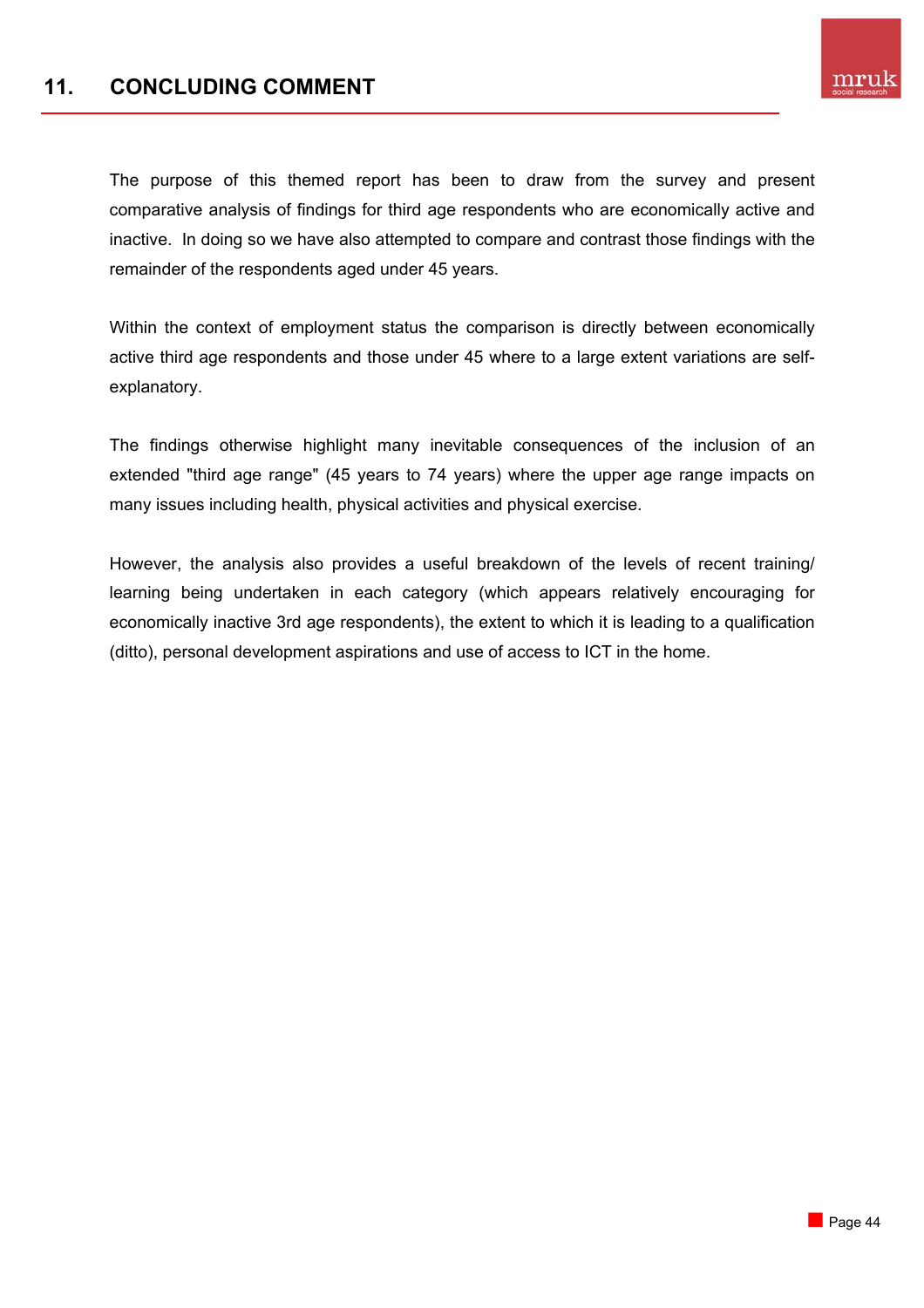# 11. CONCLUDING COMMENT

The purpose of this themed report has been to draw from the survey and present comparative analysis of findings for third age respondents who are economically active and inactive. In doing so we have also attempted to compare and contrast those findings with the remainder of the respondents aged under 45 years.

Within the context of employment status the comparison is directly between economically active third age respondents and those under 45 where to a large extent variations are self-explanatory.

The findings otherwise highlight many inevitable consequences of the inclusion of an extended "third age range" (45 years to 74 years) where the upper age range impacts on many issues including health, physical activities and physical exercise.

However, the analysis also provides a useful breakdown of the levels of recent training/ learning being undertaken in each category (which appears relatively encouraging for economically inactive 3rd age respondents), the extent to which it is leading to a qualification (ditto), personal development aspirations and use of access to ICT in the home.